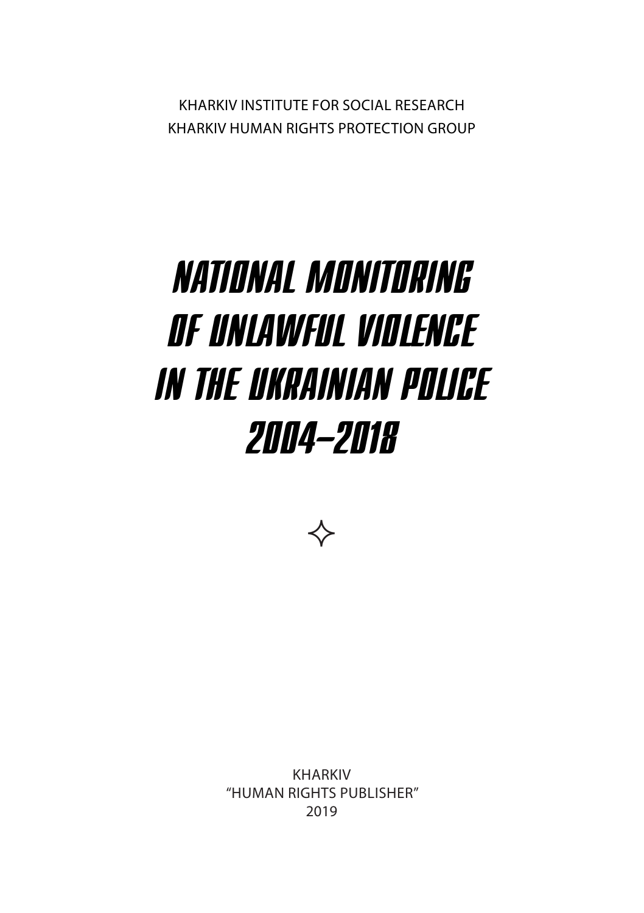KHARKIV INSTITUTE FOR SOCIAL RESEARCH
KHARKIV HUMAN RIGHTS PROTECTION GROUP

# NATIONAL MONITORING OF UNLAWFUL VIOLENCE IN THE UKRAINIAN POLICE 2004–2018

KHARKIV
"HUMAN RIGHTS PUBLISHER"
2019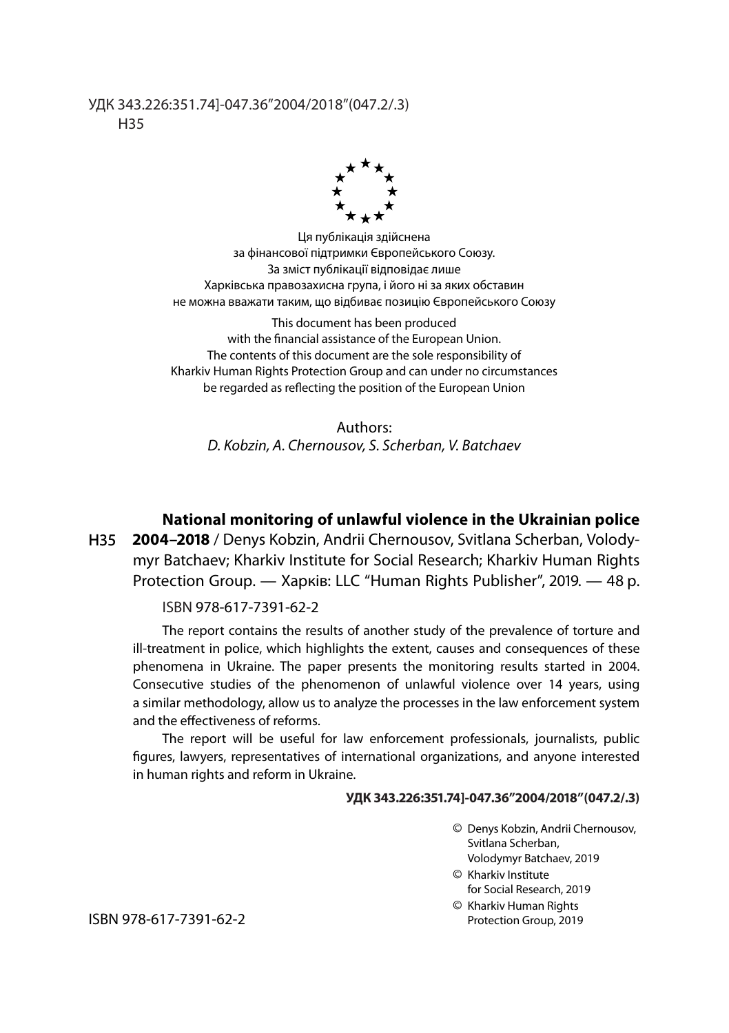УДК 343.226:351.74]-047.36"2004/2018"(047.2/.3)
Н35

Ця публікація здійснена
за фінансової підтримки Європейського Союзу.
За зміст публікації відповідає лише
Харківська правозахисна група, і його ні за яких обставин
не можна вважати таким, що відбиває позицію Європейського Союзу

This document has been produced
with the financial assistance of the European Union.
The contents of this document are the sole responsibility of
Kharkiv Human Rights Protection Group and can under no circumstances
be regarded as reflecting the position of the European Union

Authors:
*D. Kobzin, A. Chernousov, S. Scherban, V. Batchaev*

Н35 **National monitoring of unlawful violence in the Ukrainian police 2004–2018** / Denys Kobzin, Andrii Chernousov, Svitlana Scherban, Volodymyr Batchaev; Kharkiv Institute for Social Research; Kharkiv Human Rights Protection Group. — Харків: LLC "Human Rights Publisher", 2019. — 48 p.

ISBN 978-617-7391-62-2

The report contains the results of another study of the prevalence of torture and ill-treatment in police, which highlights the extent, causes and consequences of these phenomena in Ukraine. The paper presents the monitoring results started in 2004. Consecutive studies of the phenomenon of unlawful violence over 14 years, using a similar methodology, allow us to analyze the processes in the law enforcement system and the effectiveness of reforms.

The report will be useful for law enforcement professionals, journalists, public figures, lawyers, representatives of international organizations, and anyone interested in human rights and reform in Ukraine.

**УДК 343.226:351.74]-047.36"2004/2018"(047.2/.3)**

© Denys Kobzin, Andrii Chernousov, Svitlana Scherban, Volodymyr Batchaev, 2019
© Kharkiv Institute for Social Research, 2019
© Kharkiv Human Rights Protection Group, 2019

ISBN 978-617-7391-62-2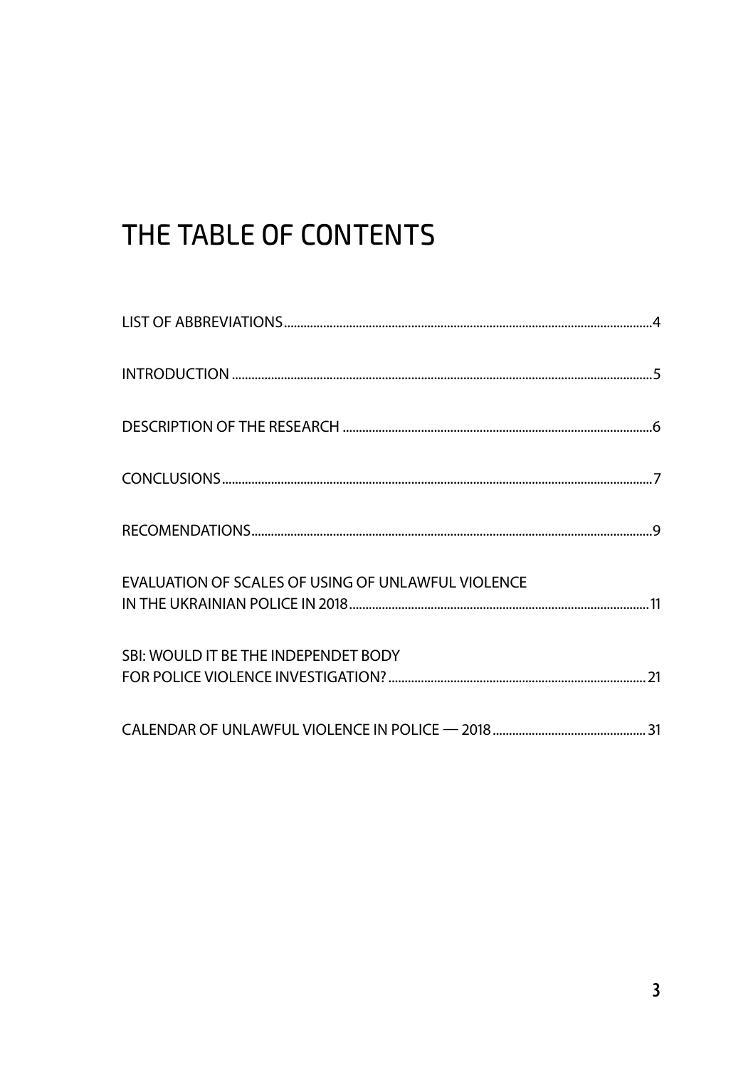# THE TABLE OF CONTENTS

LIST OF ABBREVIATIONS....................................................................................................4

INTRODUCTION ....................................................................................................................5

DESCRIPTION OF THE RESEARCH ..................................................................................6

CONCLUSIONS......................................................................................................................7

RECOMENDATIONS...............................................................................................................9

EVALUATION OF SCALES OF USING OF UNLAWFUL VIOLENCE IN THE UKRAINIAN POLICE IN 2018..............................................................................11

SBI: WOULD IT BE THE INDEPENDET BODY FOR POLICE VIOLENCE INVESTIGATION? ..............................................................21

CALENDAR OF UNLAWFUL VIOLENCE IN POLICE — 2018..............................................31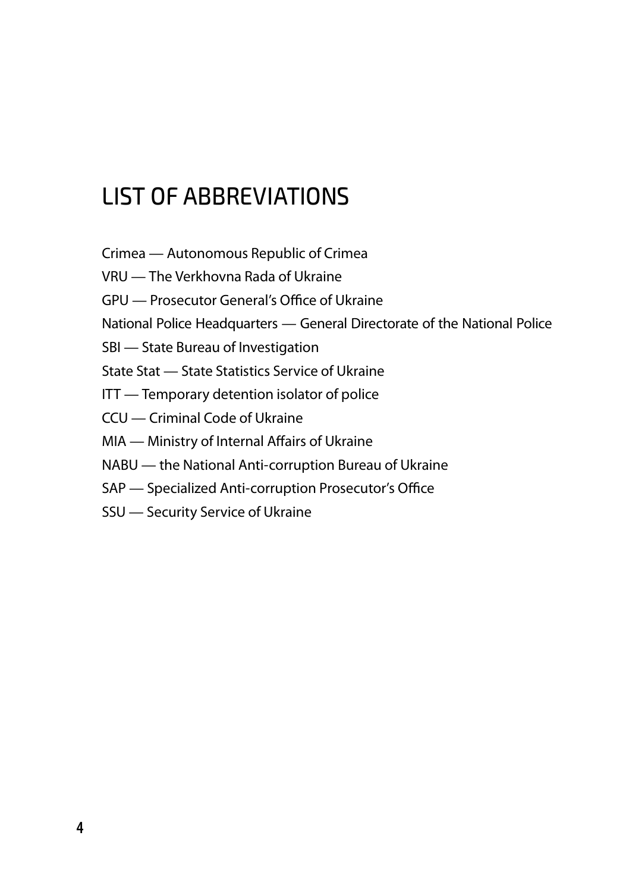# LIST OF ABBREVIATIONS

Crimea — Autonomous Republic of Crimea

VRU — The Verkhovna Rada of Ukraine

GPU — Prosecutor General's Office of Ukraine

National Police Headquarters — General Directorate of the National Police

SBI — State Bureau of Investigation

State Stat — State Statistics Service of Ukraine

ITT — Temporary detention isolator of police

CCU — Criminal Code of Ukraine

MIA — Ministry of Internal Affairs of Ukraine

NABU — the National Anti-corruption Bureau of Ukraine

SAP — Specialized Anti-corruption Prosecutor's Office

SSU — Security Service of Ukraine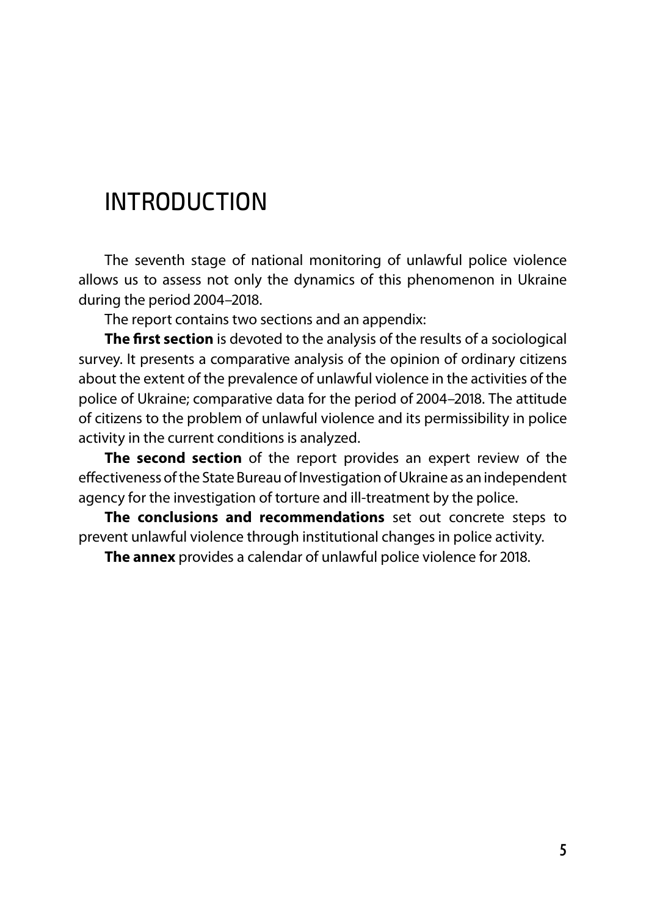# INTRODUCTION

The seventh stage of national monitoring of unlawful police violence allows us to assess not only the dynamics of this phenomenon in Ukraine during the period 2004–2018.

The report contains two sections and an appendix:

**The first section** is devoted to the analysis of the results of a sociological survey. It presents a comparative analysis of the opinion of ordinary citizens about the extent of the prevalence of unlawful violence in the activities of the police of Ukraine; comparative data for the period of 2004–2018. The attitude of citizens to the problem of unlawful violence and its permissibility in police activity in the current conditions is analyzed.

**The second section** of the report provides an expert review of the effectiveness of the State Bureau of Investigation of Ukraine as an independent agency for the investigation of torture and ill-treatment by the police.

**The conclusions and recommendations** set out concrete steps to prevent unlawful violence through institutional changes in police activity.

**The annex** provides a calendar of unlawful police violence for 2018.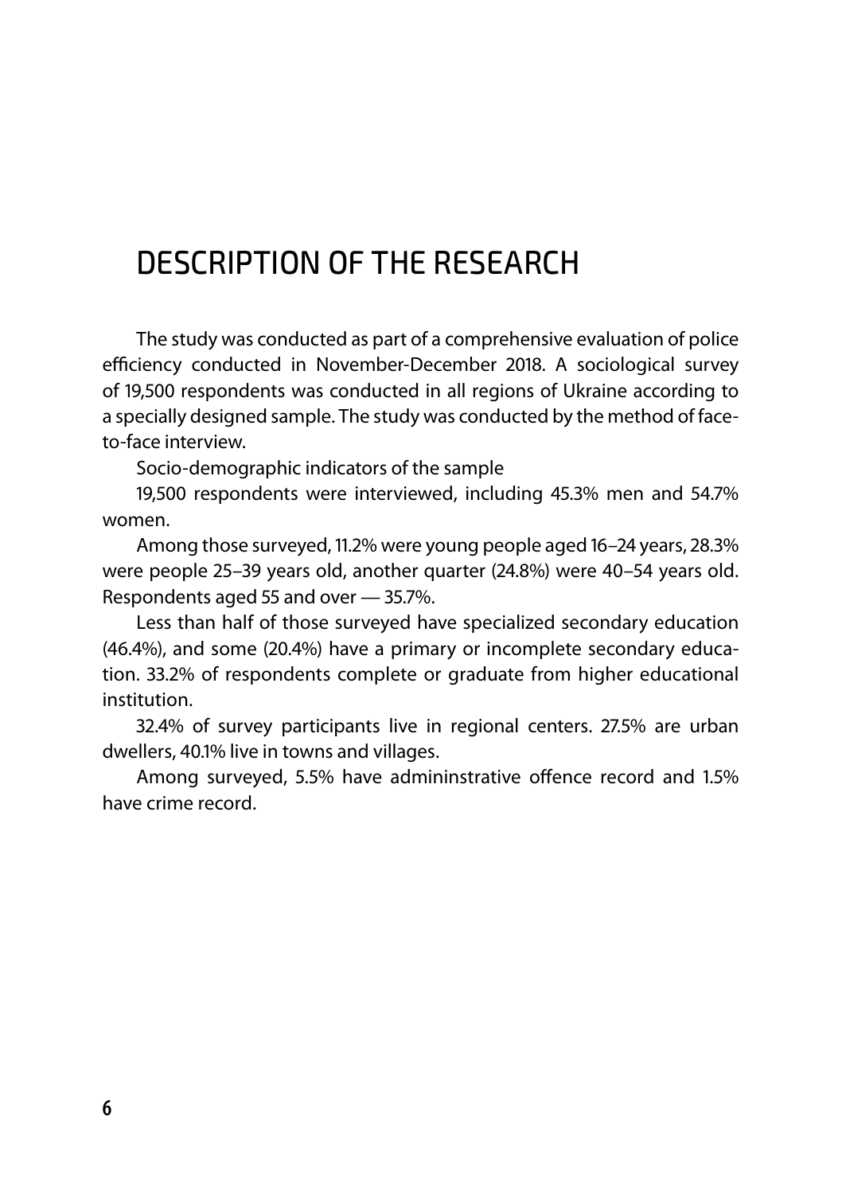# DESCRIPTION OF THE RESEARCH

The study was conducted as part of a comprehensive evaluation of police efficiency conducted in November-December 2018. A sociological survey of 19,500 respondents was conducted in all regions of Ukraine according to a specially designed sample. The study was conducted by the method of face-to-face interview.

Socio-demographic indicators of the sample

19,500 respondents were interviewed, including 45.3% men and 54.7% women.

Among those surveyed, 11.2% were young people aged 16–24 years, 28.3% were people 25–39 years old, another quarter (24.8%) were 40–54 years old. Respondents aged 55 and over — 35.7%.

Less than half of those surveyed have specialized secondary education (46.4%), and some (20.4%) have a primary or incomplete secondary education. 33.2% of respondents complete or graduate from higher educational institution.

32.4% of survey participants live in regional centers. 27.5% are urban dwellers, 40.1% live in towns and villages.

Among surveyed, 5.5% have admininstrative offence record and 1.5% have crime record.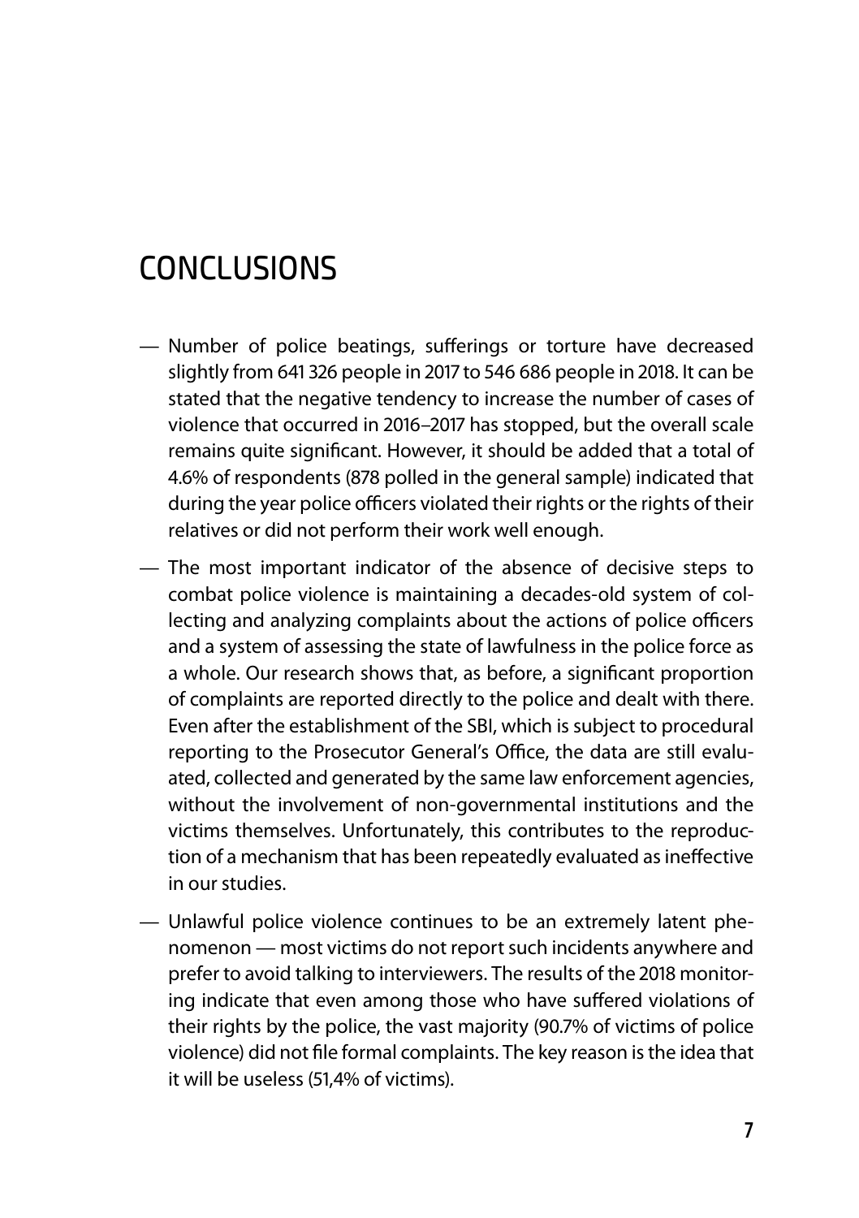# CONCLUSIONS

- Number of police beatings, sufferings or torture have decreased slightly from 641 326 people in 2017 to 546 686 people in 2018. It can be stated that the negative tendency to increase the number of cases of violence that occurred in 2016–2017 has stopped, but the overall scale remains quite significant. However, it should be added that a total of 4.6% of respondents (878 polled in the general sample) indicated that during the year police officers violated their rights or the rights of their relatives or did not perform their work well enough.
- The most important indicator of the absence of decisive steps to combat police violence is maintaining a decades-old system of collecting and analyzing complaints about the actions of police officers and a system of assessing the state of lawfulness in the police force as a whole. Our research shows that, as before, a significant proportion of complaints are reported directly to the police and dealt with there. Even after the establishment of the SBI, which is subject to procedural reporting to the Prosecutor General's Office, the data are still evaluated, collected and generated by the same law enforcement agencies, without the involvement of non-governmental institutions and the victims themselves. Unfortunately, this contributes to the reproduction of a mechanism that has been repeatedly evaluated as ineffective in our studies.
- Unlawful police violence continues to be an extremely latent phenomenon — most victims do not report such incidents anywhere and prefer to avoid talking to interviewers. The results of the 2018 monitoring indicate that even among those who have suffered violations of their rights by the police, the vast majority (90.7% of victims of police violence) did not file formal complaints. The key reason is the idea that it will be useless (51,4% of victims).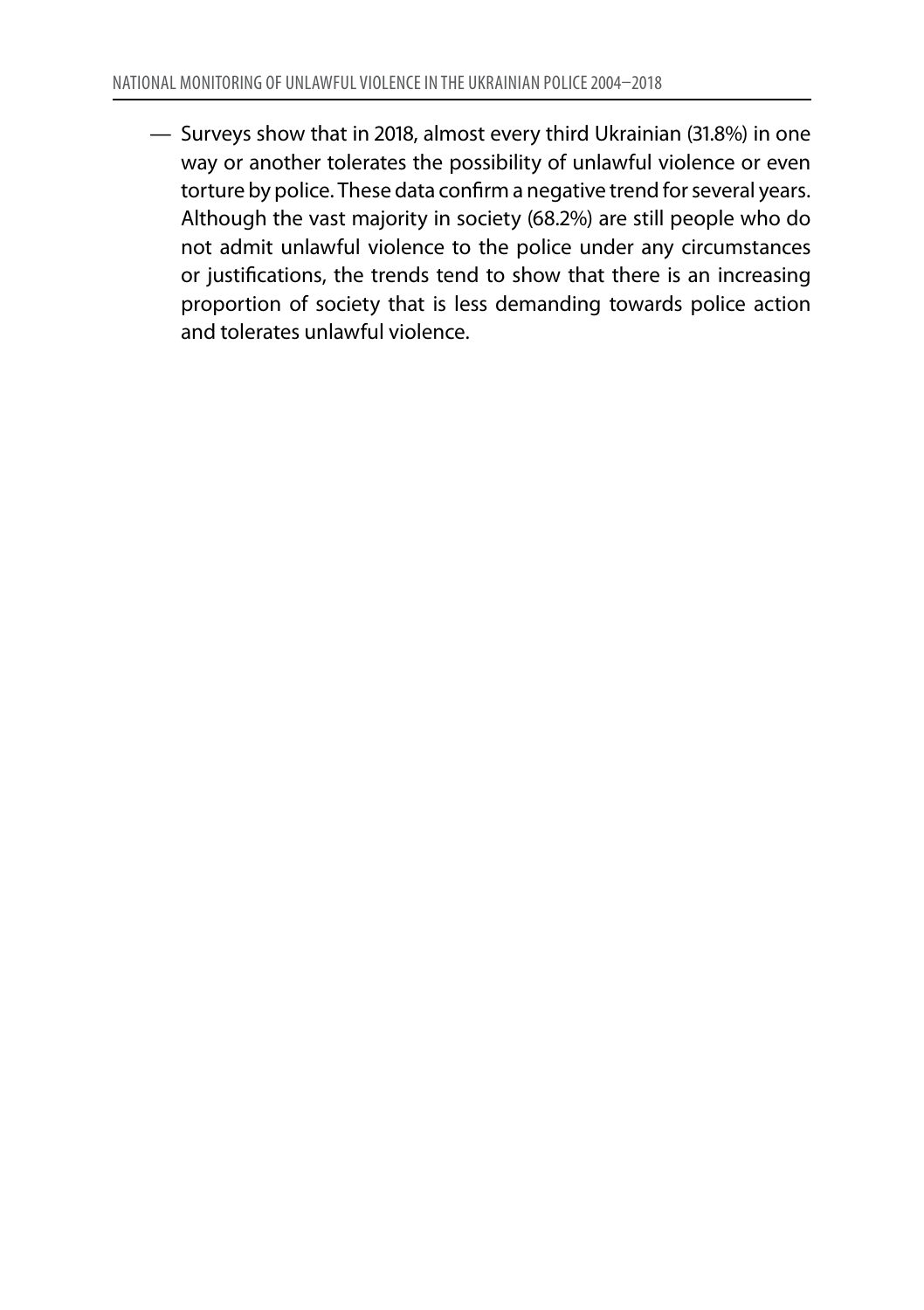— Surveys show that in 2018, almost every third Ukrainian (31.8%) in one way or another tolerates the possibility of unlawful violence or even torture by police. These data confirm a negative trend for several years. Although the vast majority in society (68.2%) are still people who do not admit unlawful violence to the police under any circumstances or justifications, the trends tend to show that there is an increasing proportion of society that is less demanding towards police action and tolerates unlawful violence.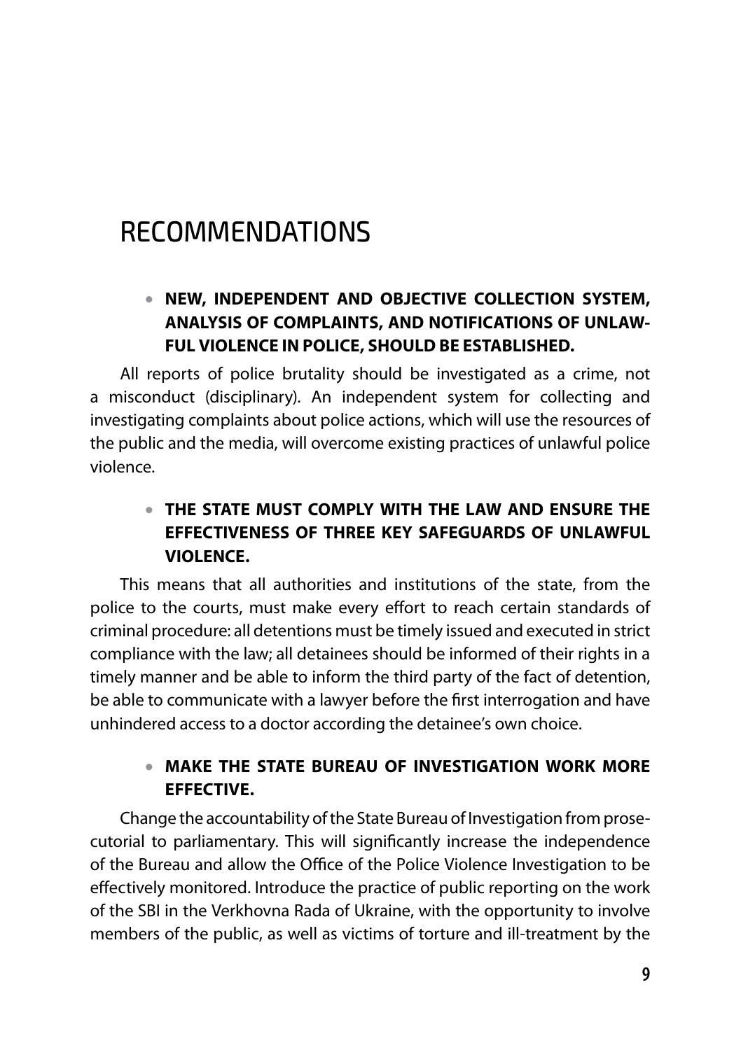# RECOMMENDATIONS

- **NEW, INDEPENDENT AND OBJECTIVE COLLECTION SYSTEM, ANALYSIS OF COMPLAINTS, AND NOTIFICATIONS OF UNLAWFUL VIOLENCE IN POLICE, SHOULD BE ESTABLISHED.**

All reports of police brutality should be investigated as a crime, not a misconduct (disciplinary). An independent system for collecting and investigating complaints about police actions, which will use the resources of the public and the media, will overcome existing practices of unlawful police violence.

- **THE STATE MUST COMPLY WITH THE LAW AND ENSURE THE EFFECTIVENESS OF THREE KEY SAFEGUARDS OF UNLAWFUL VIOLENCE.**

This means that all authorities and institutions of the state, from the police to the courts, must make every effort to reach certain standards of criminal procedure: all detentions must be timely issued and executed in strict compliance with the law; all detainees should be informed of their rights in a timely manner and be able to inform the third party of the fact of detention, be able to communicate with a lawyer before the first interrogation and have unhindered access to a doctor according the detainee's own choice.

- **MAKE THE STATE BUREAU OF INVESTIGATION WORK MORE EFFECTIVE.**

Change the accountability of the State Bureau of Investigation from prosecutorial to parliamentary. This will significantly increase the independence of the Bureau and allow the Office of the Police Violence Investigation to be effectively monitored. Introduce the practice of public reporting on the work of the SBI in the Verkhovna Rada of Ukraine, with the opportunity to involve members of the public, as well as victims of torture and ill-treatment by the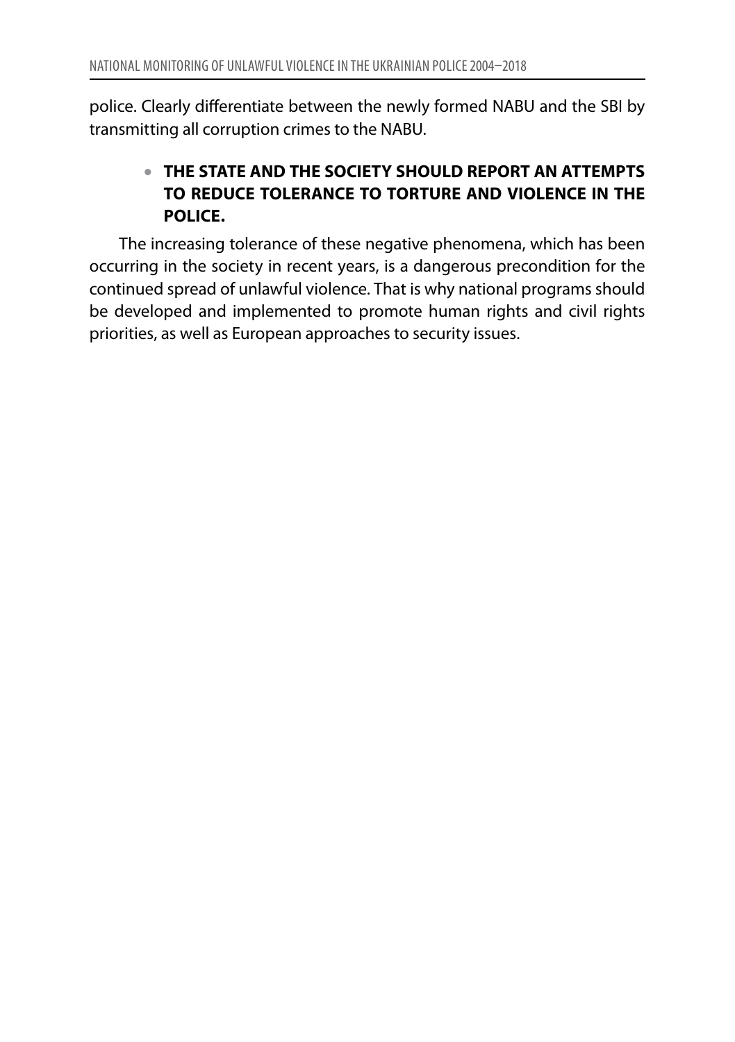police. Clearly differentiate between the newly formed NABU and the SBI by transmitting all corruption crimes to the NABU.

- **THE STATE AND THE SOCIETY SHOULD REPORT AN ATTEMPTS TO REDUCE TOLERANCE TO TORTURE AND VIOLENCE IN THE POLICE.**

The increasing tolerance of these negative phenomena, which has been occurring in the society in recent years, is a dangerous precondition for the continued spread of unlawful violence. That is why national programs should be developed and implemented to promote human rights and civil rights priorities, as well as European approaches to security issues.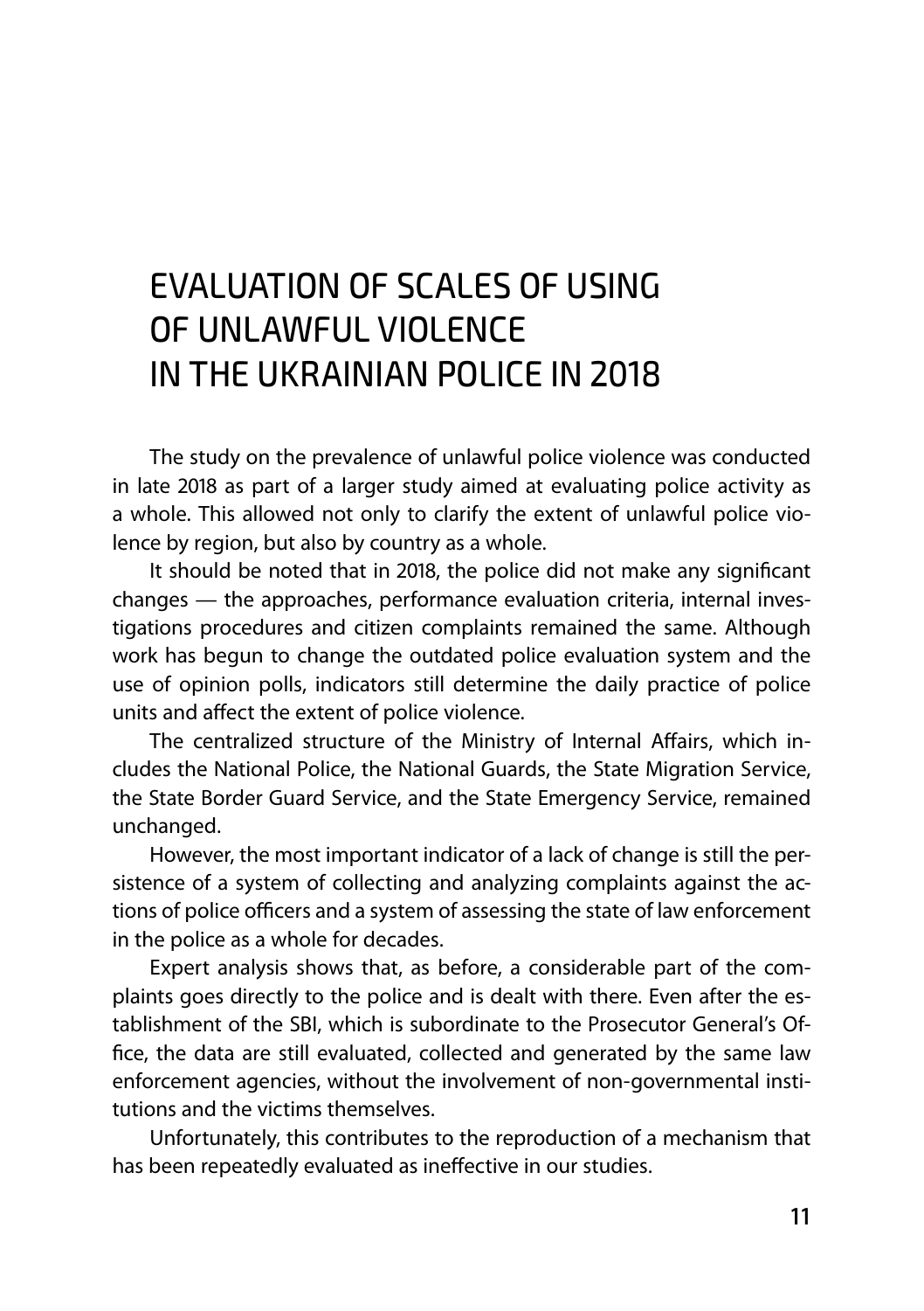# EVALUATION OF SCALES OF USING OF UNLAWFUL VIOLENCE IN THE UKRAINIAN POLICE IN 2018

The study on the prevalence of unlawful police violence was conducted in late 2018 as part of a larger study aimed at evaluating police activity as a whole. This allowed not only to clarify the extent of unlawful police violence by region, but also by country as a whole.

It should be noted that in 2018, the police did not make any significant changes — the approaches, performance evaluation criteria, internal investigations procedures and citizen complaints remained the same. Although work has begun to change the outdated police evaluation system and the use of opinion polls, indicators still determine the daily practice of police units and affect the extent of police violence.

The centralized structure of the Ministry of Internal Affairs, which includes the National Police, the National Guards, the State Migration Service, the State Border Guard Service, and the State Emergency Service, remained unchanged.

However, the most important indicator of a lack of change is still the persistence of a system of collecting and analyzing complaints against the actions of police officers and a system of assessing the state of law enforcement in the police as a whole for decades.

Expert analysis shows that, as before, a considerable part of the complaints goes directly to the police and is dealt with there. Even after the establishment of the SBI, which is subordinate to the Prosecutor General's Office, the data are still evaluated, collected and generated by the same law enforcement agencies, without the involvement of non-governmental institutions and the victims themselves.

Unfortunately, this contributes to the reproduction of a mechanism that has been repeatedly evaluated as ineffective in our studies.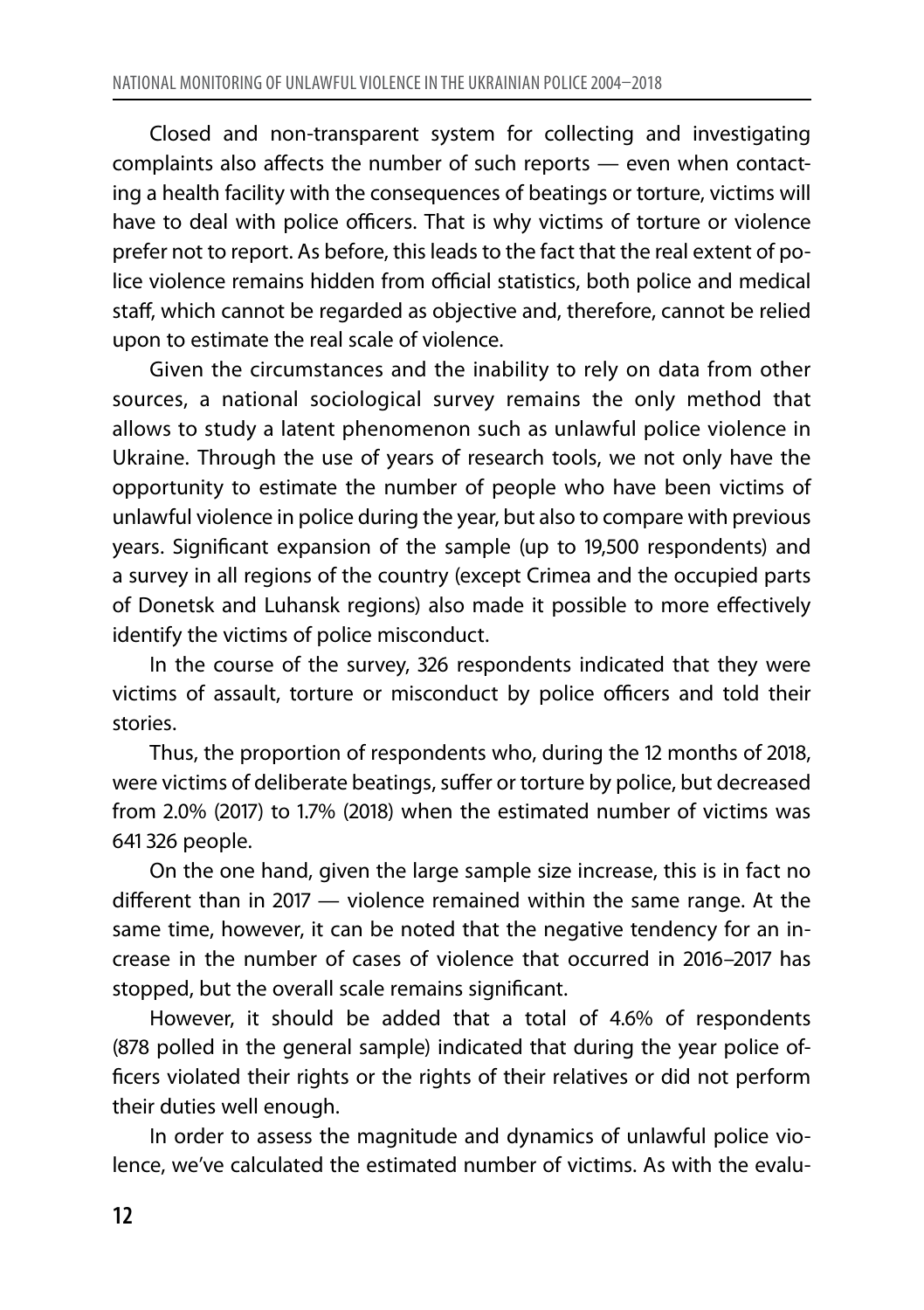Closed and non-transparent system for collecting and investigating complaints also affects the number of such reports — even when contacting a health facility with the consequences of beatings or torture, victims will have to deal with police officers. That is why victims of torture or violence prefer not to report. As before, this leads to the fact that the real extent of police violence remains hidden from official statistics, both police and medical staff, which cannot be regarded as objective and, therefore, cannot be relied upon to estimate the real scale of violence.

Given the circumstances and the inability to rely on data from other sources, a national sociological survey remains the only method that allows to study a latent phenomenon such as unlawful police violence in Ukraine. Through the use of years of research tools, we not only have the opportunity to estimate the number of people who have been victims of unlawful violence in police during the year, but also to compare with previous years. Significant expansion of the sample (up to 19,500 respondents) and a survey in all regions of the country (except Crimea and the occupied parts of Donetsk and Luhansk regions) also made it possible to more effectively identify the victims of police misconduct.

In the course of the survey, 326 respondents indicated that they were victims of assault, torture or misconduct by police officers and told their stories.

Thus, the proportion of respondents who, during the 12 months of 2018, were victims of deliberate beatings, suffer or torture by police, but decreased from 2.0% (2017) to 1.7% (2018) when the estimated number of victims was 641 326 people.

On the one hand, given the large sample size increase, this is in fact no different than in 2017 — violence remained within the same range. At the same time, however, it can be noted that the negative tendency for an increase in the number of cases of violence that occurred in 2016–2017 has stopped, but the overall scale remains significant.

However, it should be added that a total of 4.6% of respondents (878 polled in the general sample) indicated that during the year police officers violated their rights or the rights of their relatives or did not perform their duties well enough.

In order to assess the magnitude and dynamics of unlawful police violence, we've calculated the estimated number of victims. As with the evalu-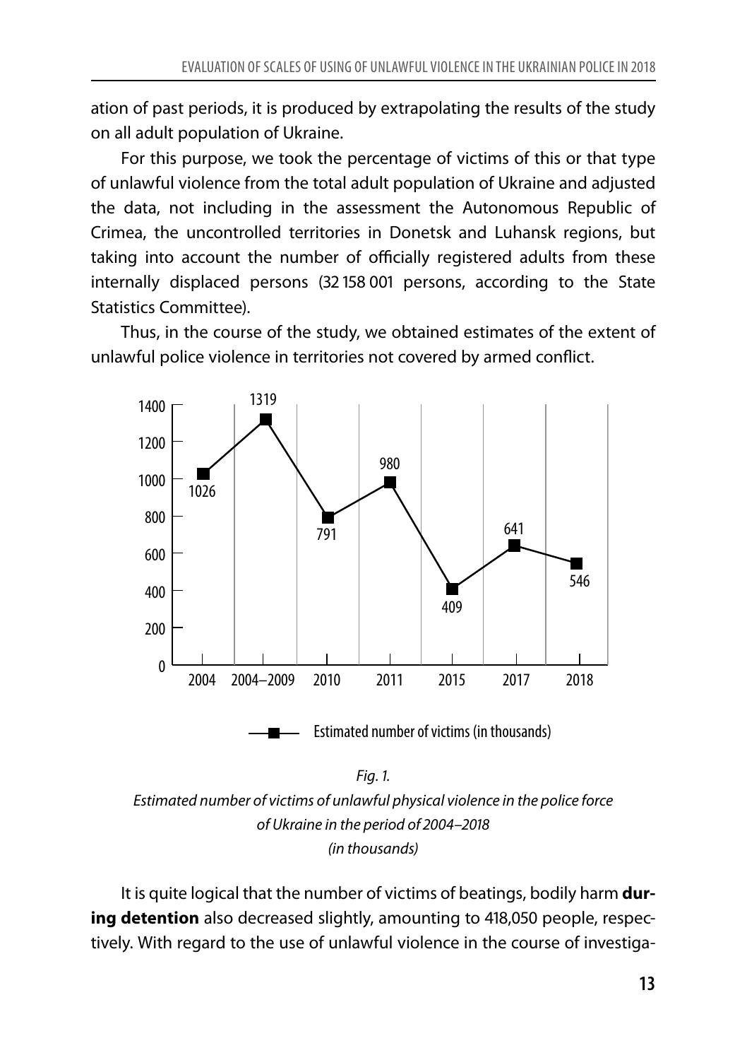ation of past periods, it is produced by extrapolating the results of the study on all adult population of Ukraine.

For this purpose, we took the percentage of victims of this or that type of unlawful violence from the total adult population of Ukraine and adjusted the data, not including in the assessment the Autonomous Republic of Crimea, the uncontrolled territories in Donetsk and Luhansk regions, but taking into account the number of officially registered adults from these internally displaced persons (32 158 001 persons, according to the State Statistics Committee).

Thus, in the course of the study, we obtained estimates of the extent of unlawful police violence in territories not covered by armed conflict.

| Year | Estimated number of victims (in thousands) |
|---|---|
| 2004 | 1026 |
| 2004–2009 | 1319 |
| 2010 | 791 |
| 2011 | 980 |
| 2015 | 409 |
| 2017 | 641 |
| 2018 | 546 |

*Fig. 1.*
*Estimated number of victims of unlawful physical violence in the police force of Ukraine in the period of 2004–2018 (in thousands)*

It is quite logical that the number of victims of beatings, bodily harm **during detention** also decreased slightly, amounting to 418,050 people, respectively. With regard to the use of unlawful violence in the course of investiga-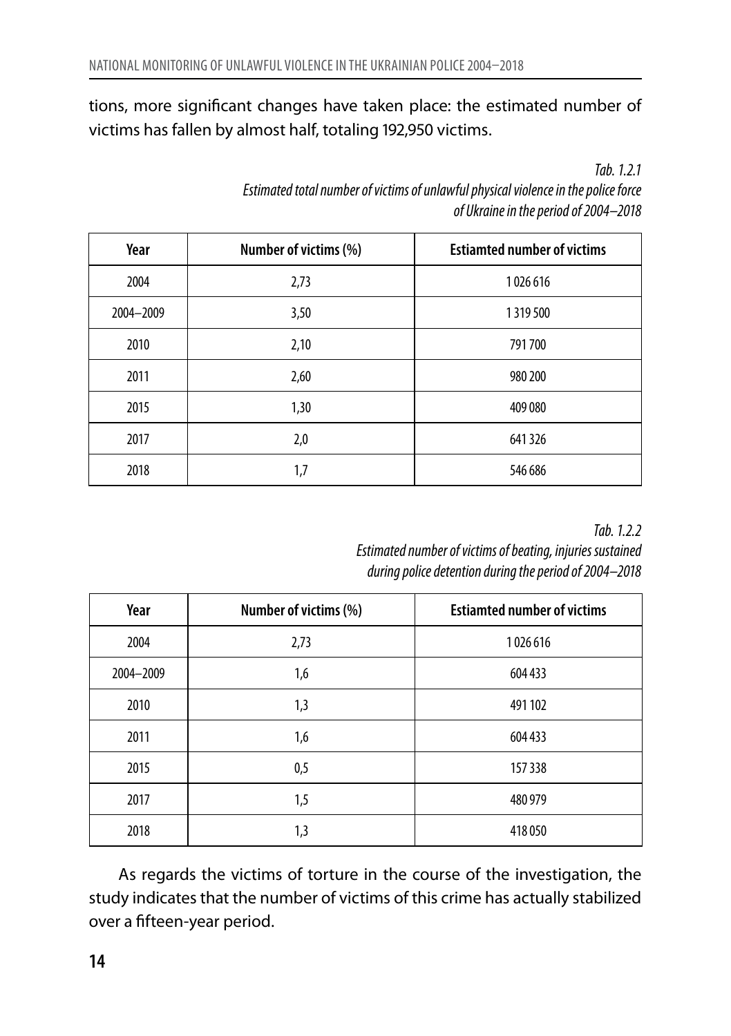tions, more significant changes have taken place: the estimated number of victims has fallen by almost half, totaling 192,950 victims.

*Tab. 1.2.1*
*Estimated total number of victims of unlawful physical violence in the police force of Ukraine in the period of 2004–2018*

| Year | Number of victims (%) | Estiamted number of victims |
|---|---|---|
| 2004 | 2,73 | 1 026 616 |
| 2004–2009 | 3,50 | 1 319 500 |
| 2010 | 2,10 | 791 700 |
| 2011 | 2,60 | 980 200 |
| 2015 | 1,30 | 409 080 |
| 2017 | 2,0 | 641 326 |
| 2018 | 1,7 | 546 686 |

*Tab. 1.2.2*
*Estimated number of victims of beating, injuries sustained during police detention during the period of 2004–2018*

| Year | Number of victims (%) | Estiamted number of victims |
|---|---|---|
| 2004 | 2,73 | 1 026 616 |
| 2004–2009 | 1,6 | 604 433 |
| 2010 | 1,3 | 491 102 |
| 2011 | 1,6 | 604 433 |
| 2015 | 0,5 | 157 338 |
| 2017 | 1,5 | 480 979 |
| 2018 | 1,3 | 418 050 |

As regards the victims of torture in the course of the investigation, the study indicates that the number of victims of this crime has actually stabilized over a fifteen-year period.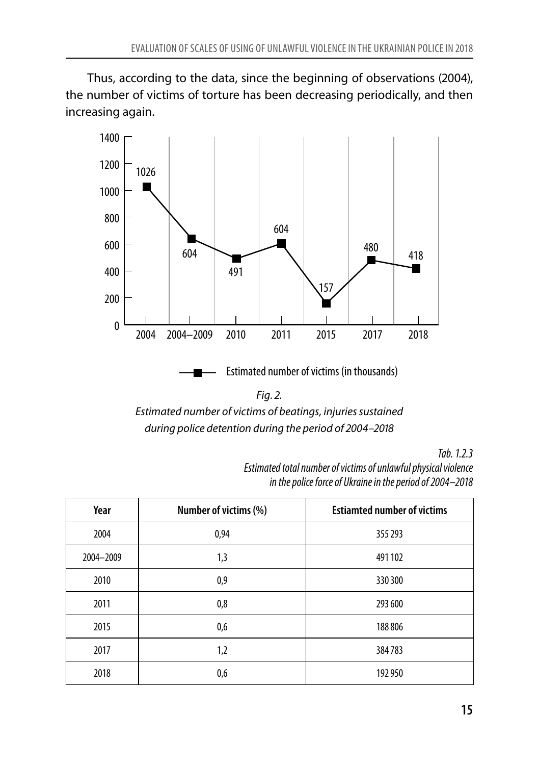Thus, according to the data, since the beginning of observations (2004), the number of victims of torture has been decreasing periodically, and then increasing again.

| Year | Estimated number of victims (in thousands) |
|---|---|
| 2004 | 1026 |
| 2004–2009 | 604 |
| 2010 | 491 |
| 2011 | 604 |
| 2015 | 157 |
| 2017 | 480 |
| 2018 | 418 |

*Fig. 2.*
*Estimated number of victims of beatings, injuries sustained during police detention during the period of 2004–2018*

*Tab. 1.2.3*
*Estimated total number of victims of unlawful physical violence in the police force of Ukraine in the period of 2004–2018*

| Year | Number of victims (%) | Estiamted number of victims |
|---|---|---|
| 2004 | 0,94 | 355 293 |
| 2004–2009 | 1,3 | 491 102 |
| 2010 | 0,9 | 330 300 |
| 2011 | 0,8 | 293 600 |
| 2015 | 0,6 | 188 806 |
| 2017 | 1,2 | 384 783 |
| 2018 | 0,6 | 192 950 |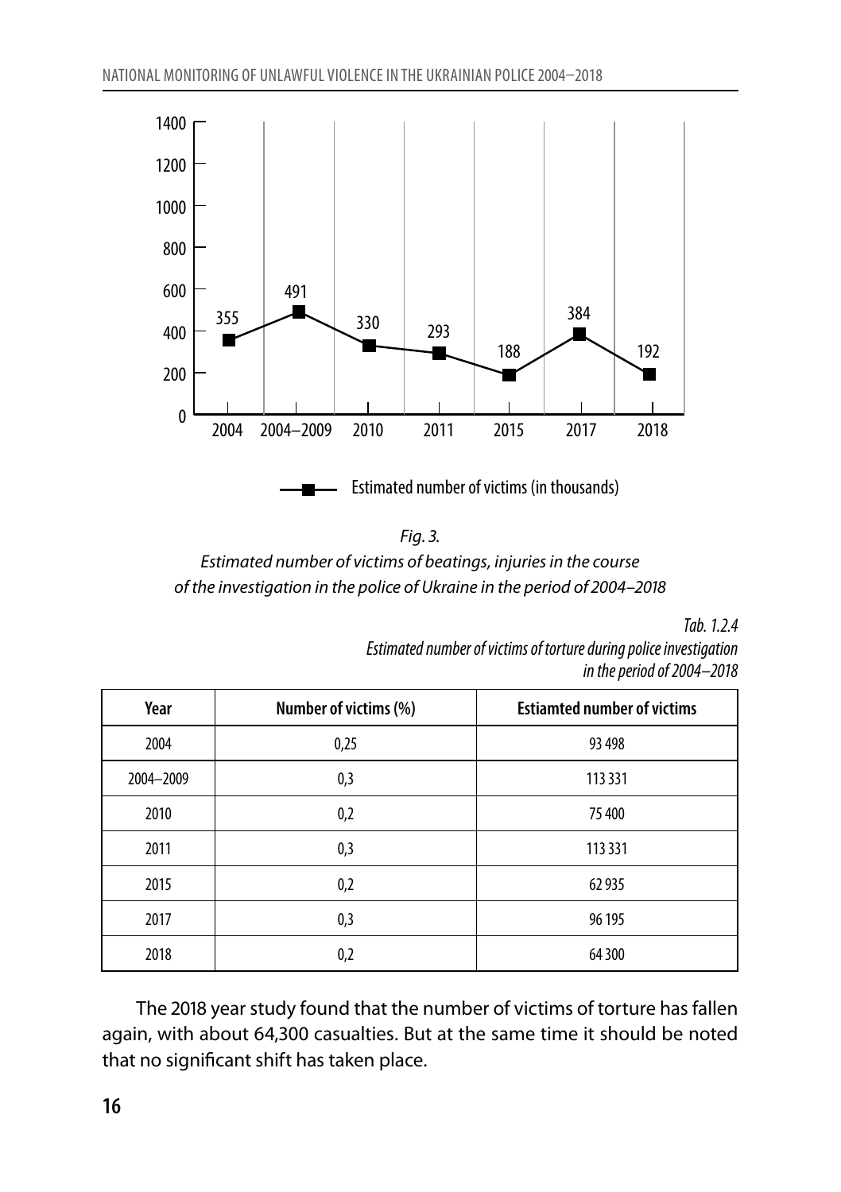*Fig. 3.*
*Estimated number of victims of beatings, injuries in the course of the investigation in the police of Ukraine in the period of 2004–2018*

*Tab. 1.2.4*
*Estimated number of victims of torture during police investigation in the period of 2004–2018*

| Year | Number of victims (%) | Estiamted number of victims |
|---|---|---|
| 2004 | 0,25 | 93 498 |
| 2004–2009 | 0,3 | 113 331 |
| 2010 | 0,2 | 75 400 |
| 2011 | 0,3 | 113 331 |
| 2015 | 0,2 | 62 935 |
| 2017 | 0,3 | 96 195 |
| 2018 | 0,2 | 64 300 |

The 2018 year study found that the number of victims of torture has fallen again, with about 64,300 casualties. But at the same time it should be noted that no significant shift has taken place.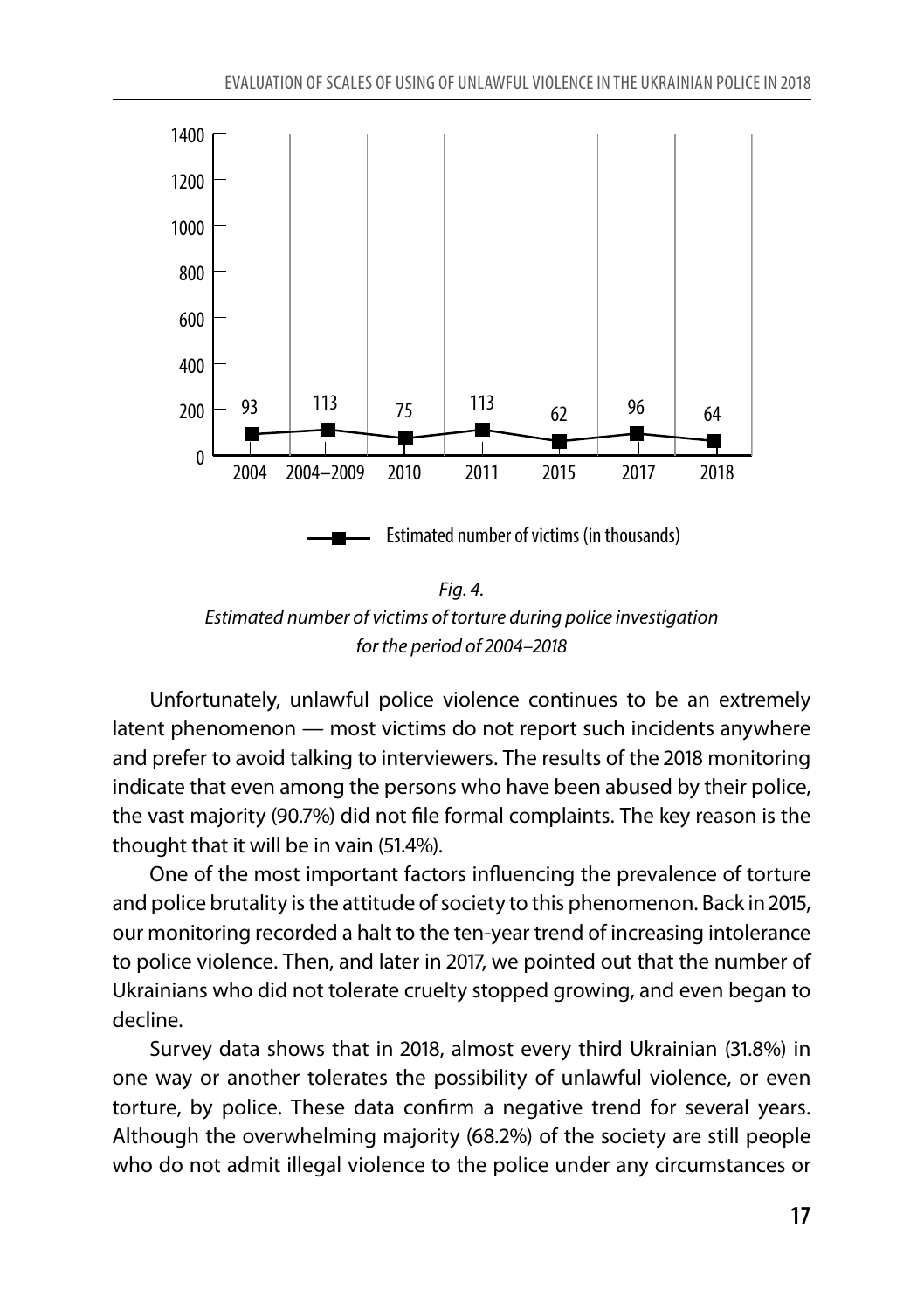| Year | Estimated number of victims (in thousands) |
| --- | --- |
| 2004 | 93 |
| 2004–2009 | 113 |
| 2010 | 75 |
| 2011 | 113 |
| 2015 | 62 |
| 2017 | 96 |
| 2018 | 64 |

*Fig. 4.*
*Estimated number of victims of torture during police investigation for the period of 2004–2018*

Unfortunately, unlawful police violence continues to be an extremely latent phenomenon — most victims do not report such incidents anywhere and prefer to avoid talking to interviewers. The results of the 2018 monitoring indicate that even among the persons who have been abused by their police, the vast majority (90.7%) did not file formal complaints. The key reason is the thought that it will be in vain (51.4%).

One of the most important factors influencing the prevalence of torture and police brutality is the attitude of society to this phenomenon. Back in 2015, our monitoring recorded a halt to the ten-year trend of increasing intolerance to police violence. Then, and later in 2017, we pointed out that the number of Ukrainians who did not tolerate cruelty stopped growing, and even began to decline.

Survey data shows that in 2018, almost every third Ukrainian (31.8%) in one way or another tolerates the possibility of unlawful violence, or even torture, by police. These data confirm a negative trend for several years. Although the overwhelming majority (68.2%) of the society are still people who do not admit illegal violence to the police under any circumstances or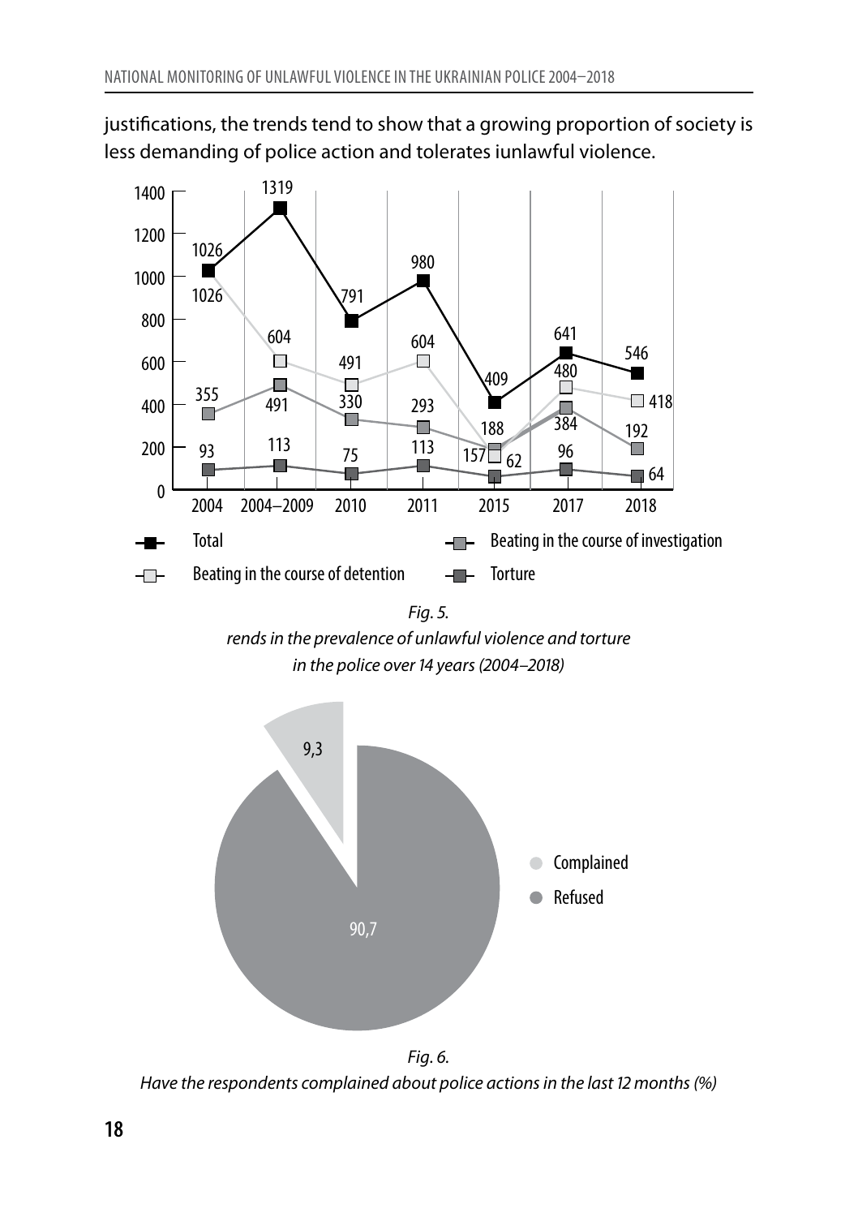justifications, the trends tend to show that a growing proportion of society is less demanding of police action and tolerates iunlawful violence.

*Fig. 5.*
*rends in the prevalence of unlawful violence and torture in the police over 14 years (2004–2018)*

*Fig. 6.*
*Have the respondents complained about police actions in the last 12 months (%)*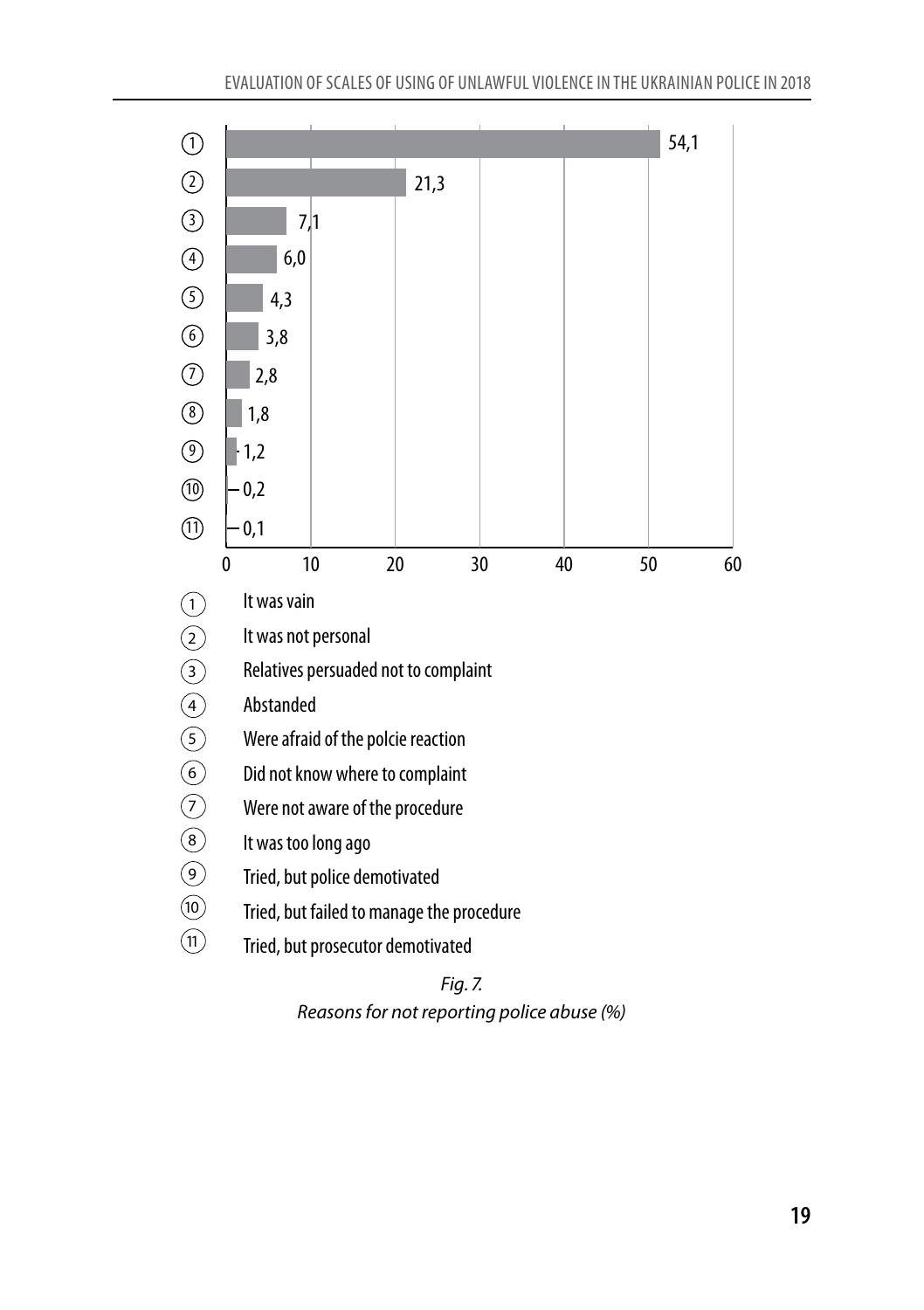| | Reason | % |
|---|---|---|
| 1 | It was vain | 54,1 |
| 2 | It was not personal | 21,3 |
| 3 | Relatives persuaded not to complaint | 7,1 |
| 4 | Abstanded | 6,0 |
| 5 | Were afraid of the polcie reaction | 4,3 |
| 6 | Did not know where to complaint | 3,8 |
| 7 | Were not aware of the procedure | 2,8 |
| 8 | It was too long ago | 1,8 |
| 9 | Tried, but police demotivated | 1,2 |
| 10 | Tried, but failed to manage the procedure | 0,2 |
| 11 | Tried, but prosecutor demotivated | 0,1 |

*Fig. 7.*
*Reasons for not reporting police abuse (%)*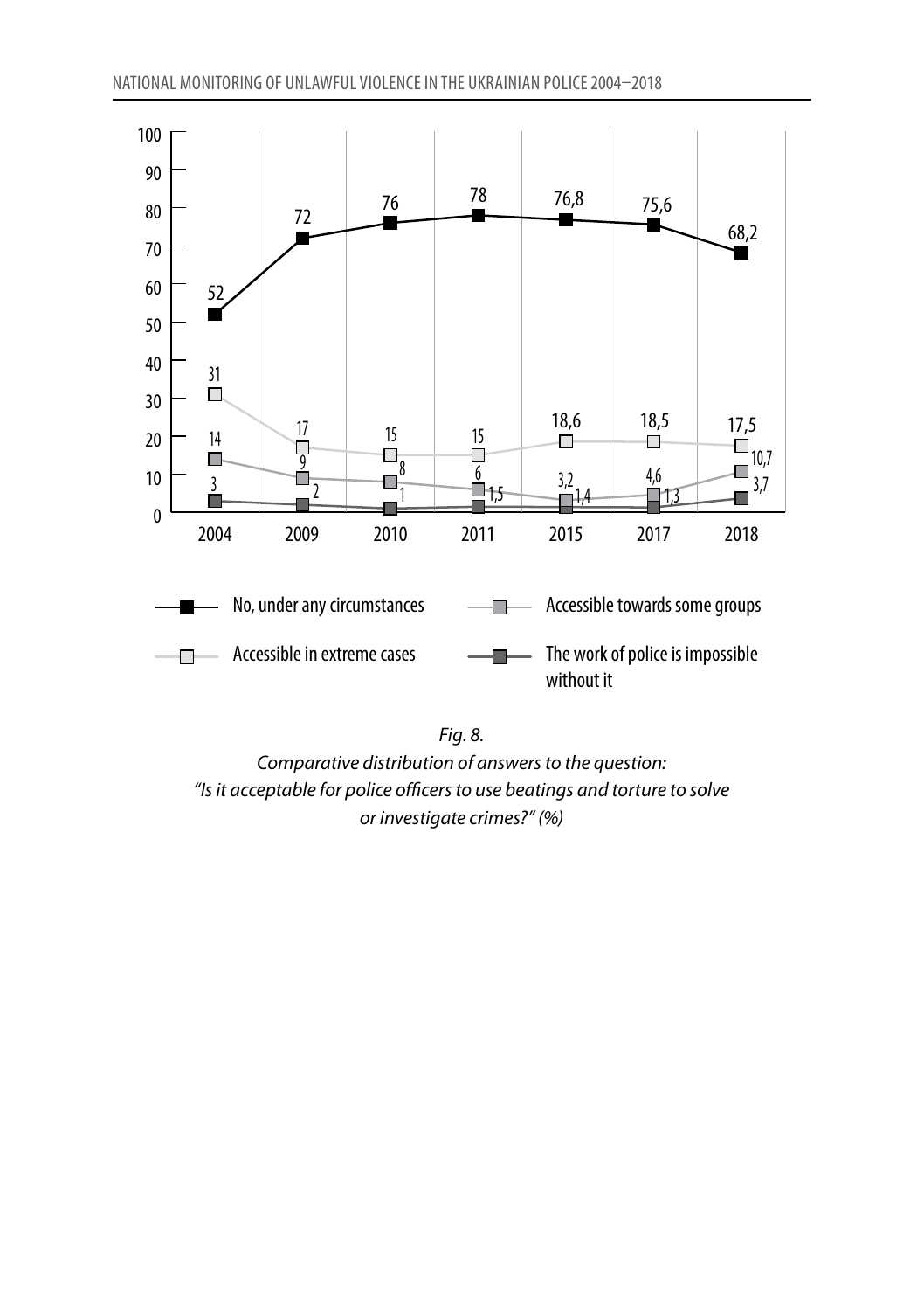| | 2004 | 2009 | 2010 | 2011 | 2015 | 2017 | 2018 |
|---|---|---|---|---|---|---|---|
| No, under any circumstances | 52 | 72 | 76 | 78 | 76,8 | 75,6 | 68,2 |
| Accessible in extreme cases | 31 | 17 | 15 | 15 | 18,6 | 18,5 | 17,5 |
| Accessible towards some groups | 14 | 9 | 8 | 6 | 3,2 | 4,6 | 10,7 |
| The work of police is impossible without it | 3 | 2 | 1 | 1,5 | 1,4 | 1,3 | 3,7 |

*Fig. 8.*
*Comparative distribution of answers to the question:*
*"Is it acceptable for police officers to use beatings and torture to solve or investigate crimes?" (%)*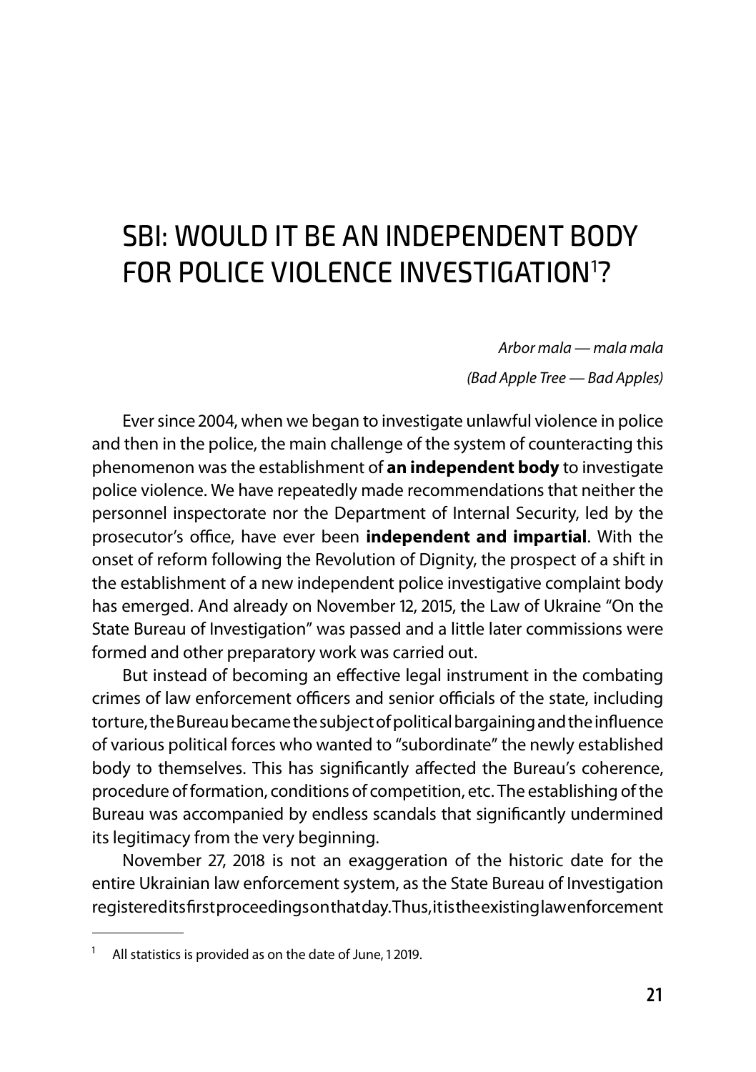# SBI: WOULD IT BE AN INDEPENDENT BODY FOR POLICE VIOLENCE INVESTIGATION[1]?

*Arbor mala — mala mala*

*(Bad Apple Tree — Bad Apples)*

Ever since 2004, when we began to investigate unlawful violence in police and then in the police, the main challenge of the system of counteracting this phenomenon was the establishment of **an independent body** to investigate police violence. We have repeatedly made recommendations that neither the personnel inspectorate nor the Department of Internal Security, led by the prosecutor's office, have ever been **independent and impartial**. With the onset of reform following the Revolution of Dignity, the prospect of a shift in the establishment of a new independent police investigative complaint body has emerged. And already on November 12, 2015, the Law of Ukraine "On the State Bureau of Investigation" was passed and a little later commissions were formed and other preparatory work was carried out.

But instead of becoming an effective legal instrument in the combating crimes of law enforcement officers and senior officials of the state, including torture, the Bureau became the subject of political bargaining and the influence of various political forces who wanted to "subordinate" the newly established body to themselves. This has significantly affected the Bureau's coherence, procedure of formation, conditions of competition, etc. The establishing of the Bureau was accompanied by endless scandals that significantly undermined its legitimacy from the very beginning.

November 27, 2018 is not an exaggeration of the historic date for the entire Ukrainian law enforcement system, as the State Bureau of Investigation registered its first proceedings on that day. Thus, it is the existing law enforcement

---

[1] All statistics is provided as on the date of June, 1 2019.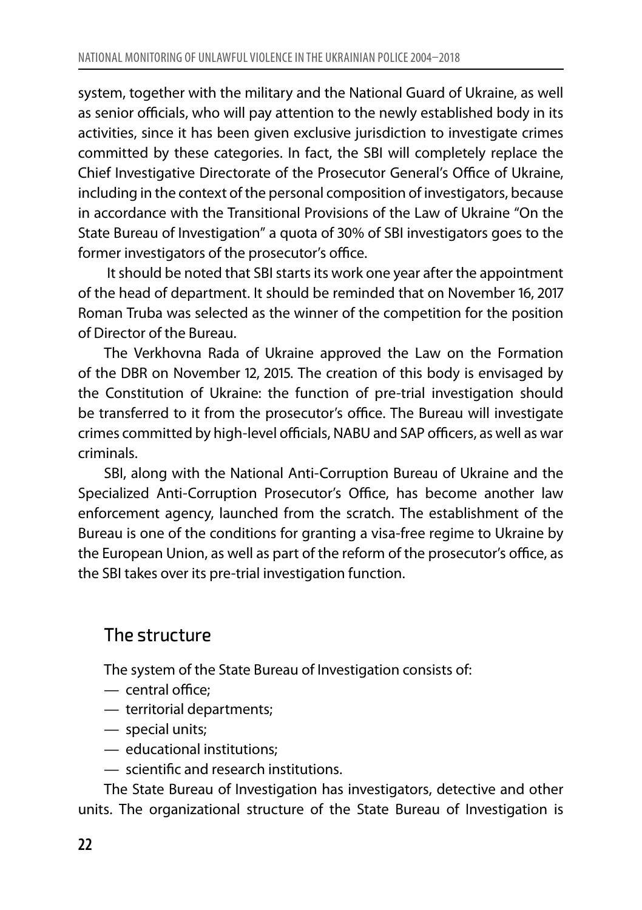system, together with the military and the National Guard of Ukraine, as well as senior officials, who will pay attention to the newly established body in its activities, since it has been given exclusive jurisdiction to investigate crimes committed by these categories. In fact, the SBI will completely replace the Chief Investigative Directorate of the Prosecutor General's Office of Ukraine, including in the context of the personal composition of investigators, because in accordance with the Transitional Provisions of the Law of Ukraine "On the State Bureau of Investigation" a quota of 30% of SBI investigators goes to the former investigators of the prosecutor's office.

It should be noted that SBI starts its work one year after the appointment of the head of department. It should be reminded that on November 16, 2017 Roman Truba was selected as the winner of the competition for the position of Director of the Bureau.

The Verkhovna Rada of Ukraine approved the Law on the Formation of the DBR on November 12, 2015. The creation of this body is envisaged by the Constitution of Ukraine: the function of pre-trial investigation should be transferred to it from the prosecutor's office. The Bureau will investigate crimes committed by high-level officials, NABU and SAP officers, as well as war criminals.

SBI, along with the National Anti-Corruption Bureau of Ukraine and the Specialized Anti-Corruption Prosecutor's Office, has become another law enforcement agency, launched from the scratch. The establishment of the Bureau is one of the conditions for granting a visa-free regime to Ukraine by the European Union, as well as part of the reform of the prosecutor's office, as the SBI takes over its pre-trial investigation function.

## The structure

The system of the State Bureau of Investigation consists of:

- central office;
- territorial departments;
- special units;
- educational institutions;
- scientific and research institutions.

The State Bureau of Investigation has investigators, detective and other units. The organizational structure of the State Bureau of Investigation is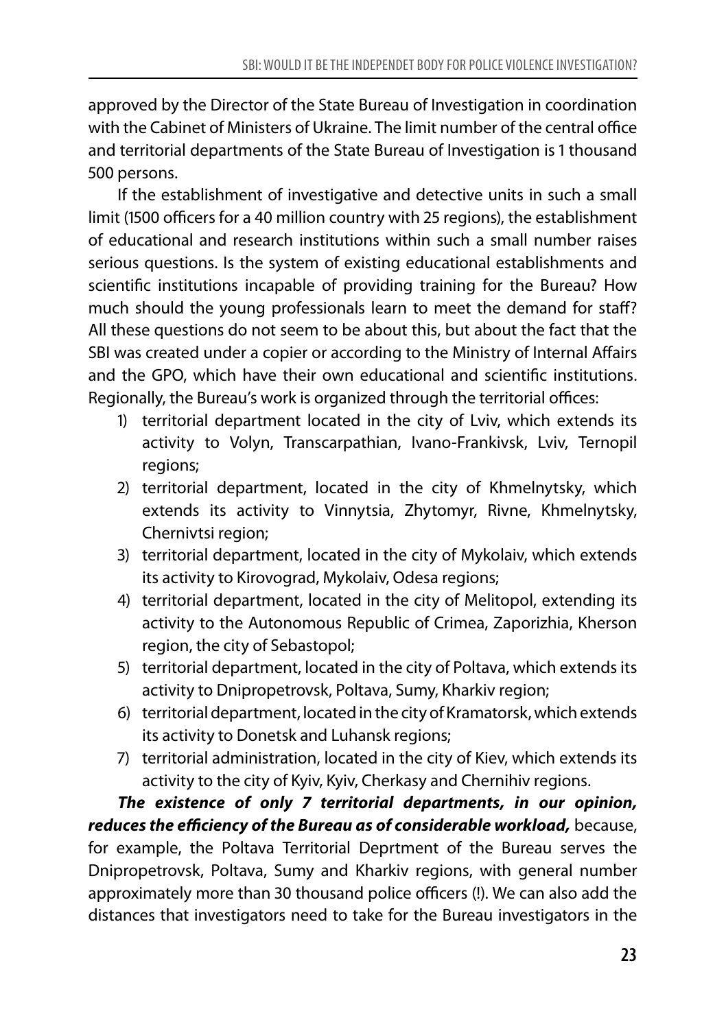approved by the Director of the State Bureau of Investigation in coordination with the Cabinet of Ministers of Ukraine. The limit number of the central office and territorial departments of the State Bureau of Investigation is 1 thousand 500 persons.

If the establishment of investigative and detective units in such a small limit (1500 officers for a 40 million country with 25 regions), the establishment of educational and research institutions within such a small number raises serious questions. Is the system of existing educational establishments and scientific institutions incapable of providing training for the Bureau? How much should the young professionals learn to meet the demand for staff? All these questions do not seem to be about this, but about the fact that the SBI was created under a copier or according to the Ministry of Internal Affairs and the GPO, which have their own educational and scientific institutions. Regionally, the Bureau's work is organized through the territorial offices:

1) territorial department located in the city of Lviv, which extends its activity to Volyn, Transcarpathian, Ivano-Frankivsk, Lviv, Ternopil regions;
2) territorial department, located in the city of Khmelnytsky, which extends its activity to Vinnytsia, Zhytomyr, Rivne, Khmelnytsky, Chernivtsi region;
3) territorial department, located in the city of Mykolaiv, which extends its activity to Kirovograd, Mykolaiv, Odesa regions;
4) territorial department, located in the city of Melitopol, extending its activity to the Autonomous Republic of Crimea, Zaporizhia, Kherson region, the city of Sebastopol;
5) territorial department, located in the city of Poltava, which extends its activity to Dnipropetrovsk, Poltava, Sumy, Kharkiv region;
6) territorial department, located in the city of Kramatorsk, which extends its activity to Donetsk and Luhansk regions;
7) territorial administration, located in the city of Kiev, which extends its activity to the city of Kyiv, Kyiv, Cherkasy and Chernihiv regions.

***The existence of only 7 territorial departments, in our opinion, reduces the efficiency of the Bureau as of considerable workload,*** because, for example, the Poltava Territorial Deprtment of the Bureau serves the Dnipropetrovsk, Poltava, Sumy and Kharkiv regions, with general number approximately more than 30 thousand police officers (!). We can also add the distances that investigators need to take for the Bureau investigators in the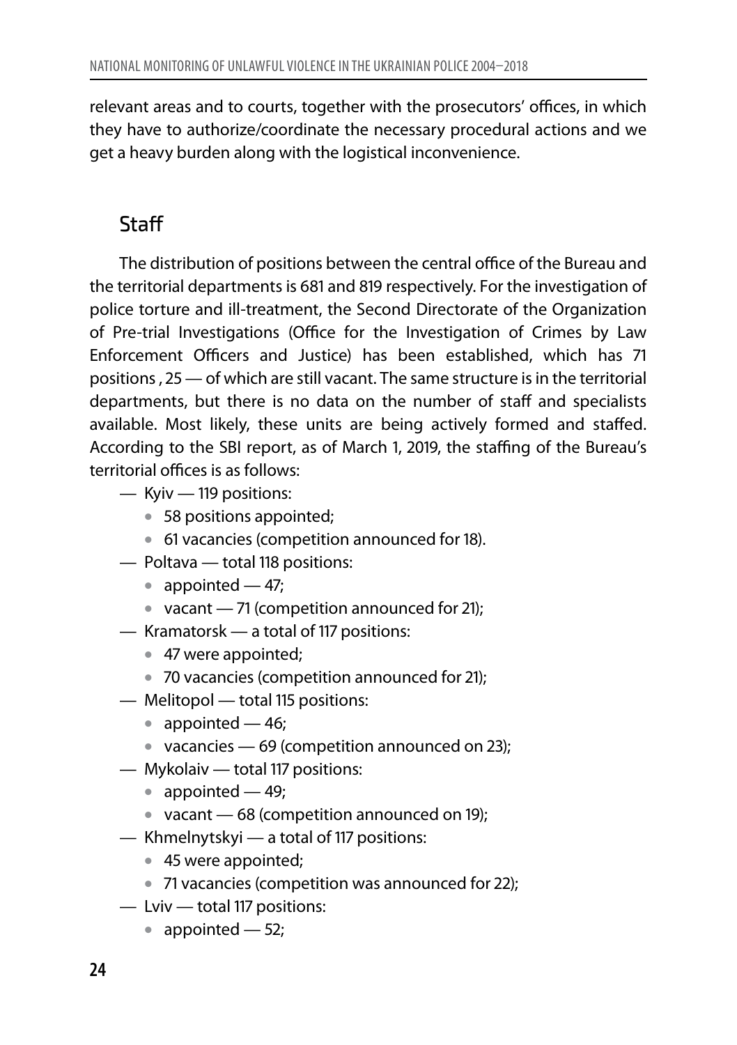relevant areas and to courts, together with the prosecutors' offices, in which they have to authorize/coordinate the necessary procedural actions and we get a heavy burden along with the logistical inconvenience.

## Staff

The distribution of positions between the central office of the Bureau and the territorial departments is 681 and 819 respectively. For the investigation of police torture and ill-treatment, the Second Directorate of the Organization of Pre-trial Investigations (Office for the Investigation of Crimes by Law Enforcement Officers and Justice) has been established, which has 71 positions , 25 — of which are still vacant. The same structure is in the territorial departments, but there is no data on the number of staff and specialists available. Most likely, these units are being actively formed and staffed. According to the SBI report, as of March 1, 2019, the staffing of the Bureau's territorial offices is as follows:

- Kyiv — 119 positions:
  - 58 positions appointed;
  - 61 vacancies (competition announced for 18).
- Poltava — total 118 positions:
  - appointed — 47;
  - vacant — 71 (competition announced for 21);
- Kramatorsk — a total of 117 positions:
  - 47 were appointed;
  - 70 vacancies (competition announced for 21);
- Melitopol — total 115 positions:
  - appointed — 46;
  - vacancies — 69 (competition announced on 23);
- Mykolaiv — total 117 positions:
  - appointed — 49;
  - vacant — 68 (competition announced on 19);
- Khmelnytskyi — a total of 117 positions:
  - 45 were appointed;
  - 71 vacancies (competition was announced for 22);
- Lviv — total 117 positions:
  - appointed — 52;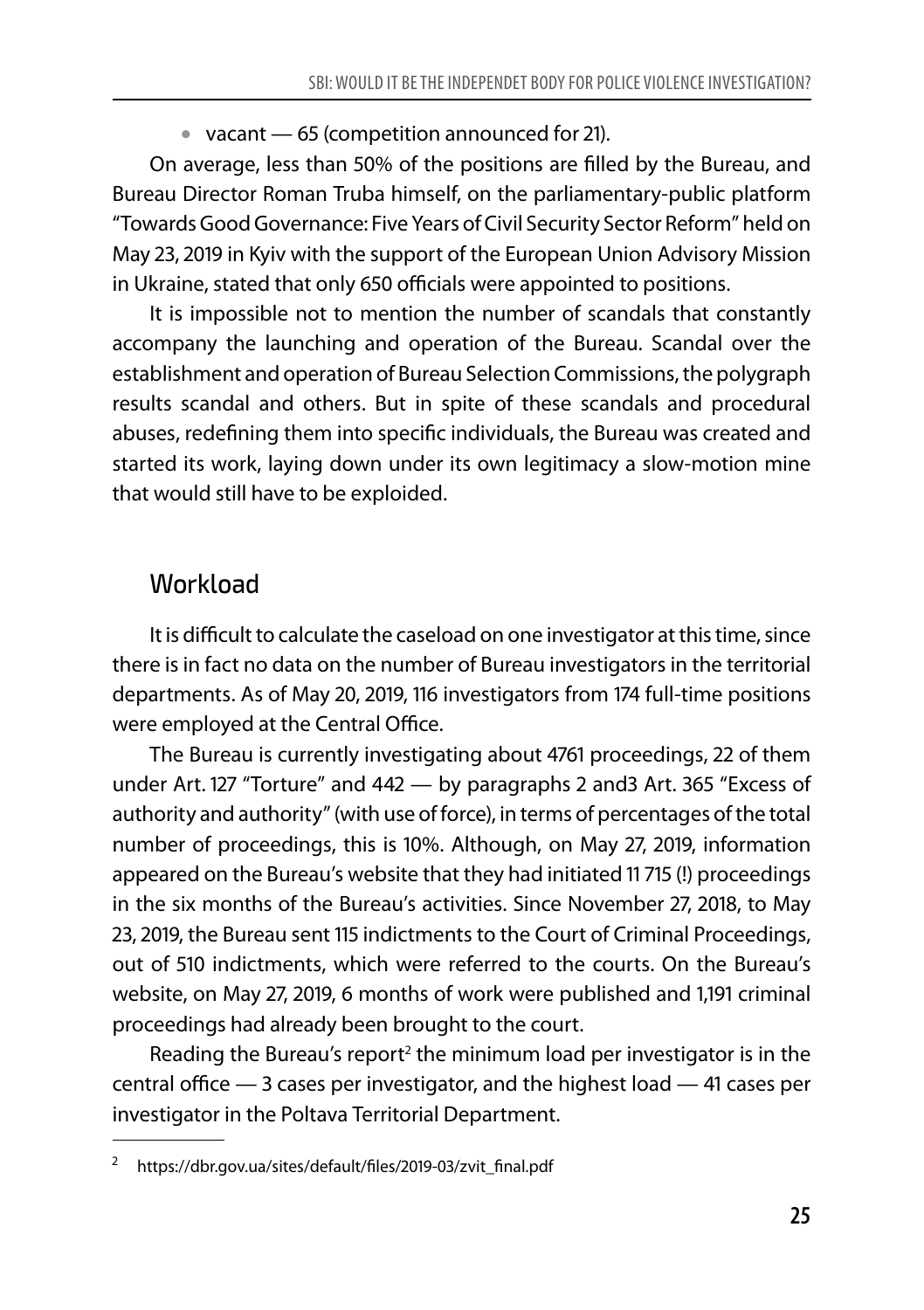- vacant — 65 (competition announced for 21).

On average, less than 50% of the positions are filled by the Bureau, and Bureau Director Roman Truba himself, on the parliamentary-public platform "Towards Good Governance: Five Years of Civil Security Sector Reform" held on May 23, 2019 in Kyiv with the support of the European Union Advisory Mission in Ukraine, stated that only 650 officials were appointed to positions.

It is impossible not to mention the number of scandals that constantly accompany the launching and operation of the Bureau. Scandal over the establishment and operation of Bureau Selection Commissions, the polygraph results scandal and others. But in spite of these scandals and procedural abuses, redefining them into specific individuals, the Bureau was created and started its work, laying down under its own legitimacy a slow-motion mine that would still have to be exploded.

## Workload

It is difficult to calculate the caseload on one investigator at this time, since there is in fact no data on the number of Bureau investigators in the territorial departments. As of May 20, 2019, 116 investigators from 174 full-time positions were employed at the Central Office.

The Bureau is currently investigating about 4761 proceedings, 22 of them under Art. 127 "Torture" and 442 — by paragraphs 2 and3 Art. 365 "Excess of authority and authority" (with use of force), in terms of percentages of the total number of proceedings, this is 10%. Although, on May 27, 2019, information appeared on the Bureau's website that they had initiated 11 715 (!) proceedings in the six months of the Bureau's activities. Since November 27, 2018, to May 23, 2019, the Bureau sent 115 indictments to the Court of Criminal Proceedings, out of 510 indictments, which were referred to the courts. On the Bureau's website, on May 27, 2019, 6 months of work were published and 1,191 criminal proceedings had already been brought to the court.

Reading the Bureau's report[2] the minimum load per investigator is in the central office — 3 cases per investigator, and the highest load — 41 cases per investigator in the Poltava Territorial Department.

[2] https://dbr.gov.ua/sites/default/files/2019-03/zvit_final.pdf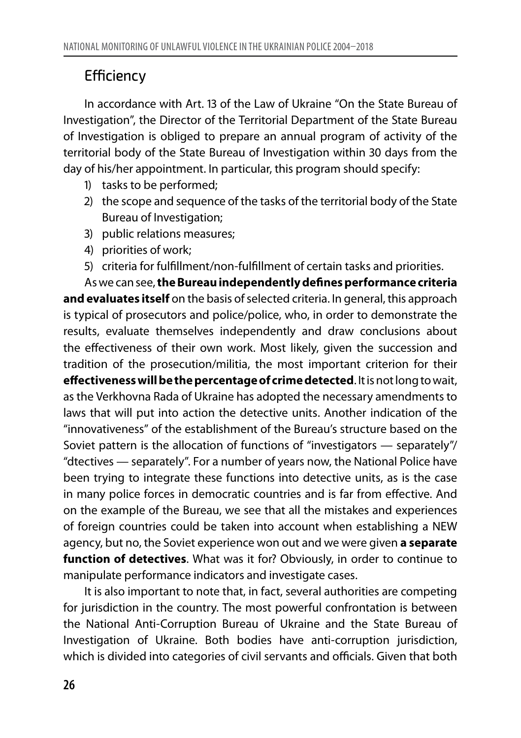## Efficiency

In accordance with Art. 13 of the Law of Ukraine "On the State Bureau of Investigation", the Director of the Territorial Department of the State Bureau of Investigation is obliged to prepare an annual program of activity of the territorial body of the State Bureau of Investigation within 30 days from the day of his/her appointment. In particular, this program should specify:

1) tasks to be performed;
2) the scope and sequence of the tasks of the territorial body of the State Bureau of Investigation;
3) public relations measures;
4) priorities of work;
5) criteria for fulfillment/non-fulfillment of certain tasks and priorities.

As we can see, **the Bureau independently defines performance criteria and evaluates itself** on the basis of selected criteria. In general, this approach is typical of prosecutors and police/police, who, in order to demonstrate the results, evaluate themselves independently and draw conclusions about the effectiveness of their own work. Most likely, given the succession and tradition of the prosecution/militia, the most important criterion for their **effectiveness will be the percentage of crime detected**. It is not long to wait, as the Verkhovna Rada of Ukraine has adopted the necessary amendments to laws that will put into action the detective units. Another indication of the "innovativeness" of the establishment of the Bureau's structure based on the Soviet pattern is the allocation of functions of "investigators — separately"/ "dtectives — separately". For a number of years now, the National Police have been trying to integrate these functions into detective units, as is the case in many police forces in democratic countries and is far from effective. And on the example of the Bureau, we see that all the mistakes and experiences of foreign countries could be taken into account when establishing a NEW agency, but no, the Soviet experience won out and we were given **a separate function of detectives**. What was it for? Obviously, in order to continue to manipulate performance indicators and investigate cases.

It is also important to note that, in fact, several authorities are competing for jurisdiction in the country. The most powerful confrontation is between the National Anti-Corruption Bureau of Ukraine and the State Bureau of Investigation of Ukraine. Both bodies have anti-corruption jurisdiction, which is divided into categories of civil servants and officials. Given that both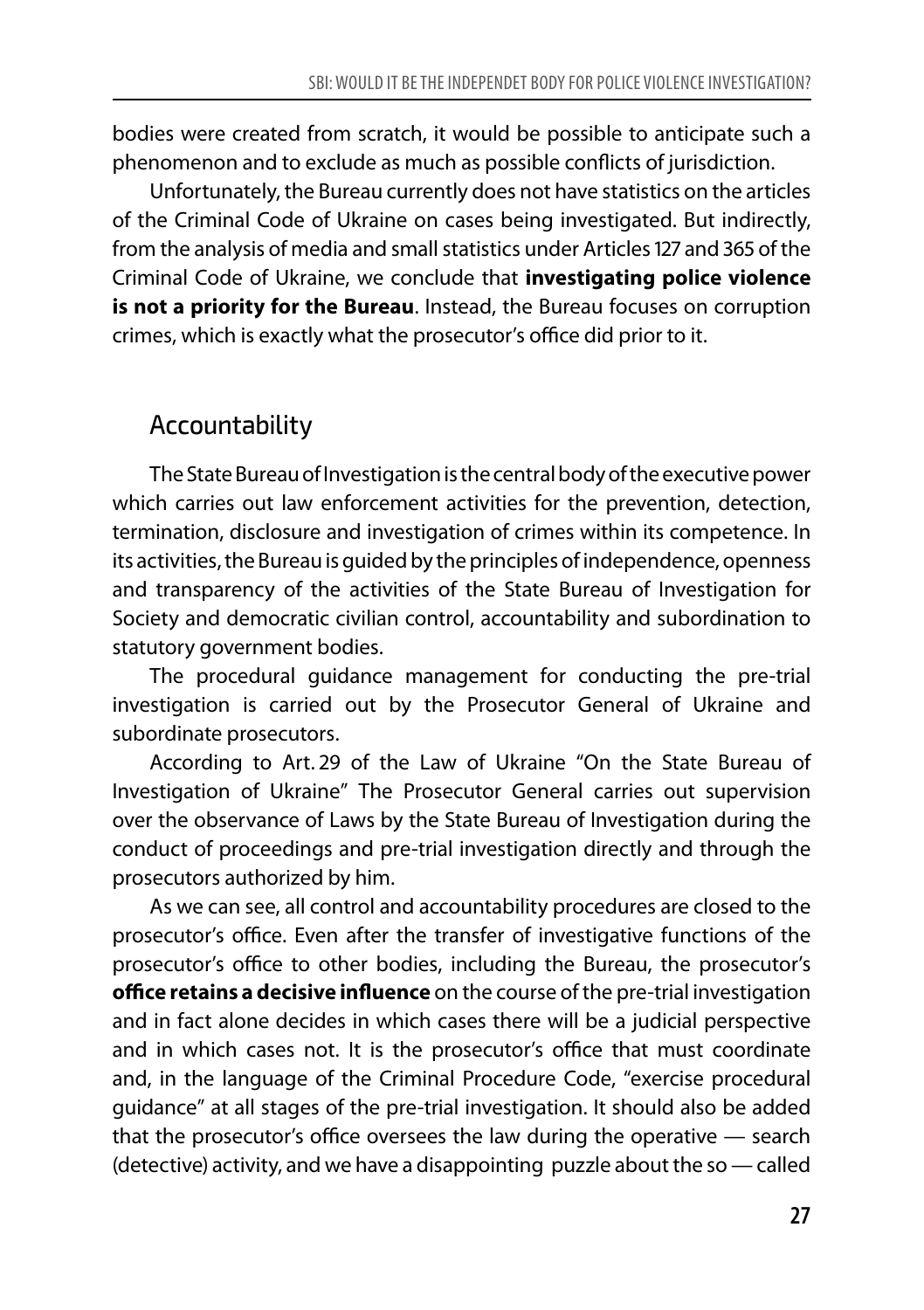bodies were created from scratch, it would be possible to anticipate such a phenomenon and to exclude as much as possible conflicts of jurisdiction.

Unfortunately, the Bureau currently does not have statistics on the articles of the Criminal Code of Ukraine on cases being investigated. But indirectly, from the analysis of media and small statistics under Articles 127 and 365 of the Criminal Code of Ukraine, we conclude that **investigating police violence is not a priority for the Bureau**. Instead, the Bureau focuses on corruption crimes, which is exactly what the prosecutor's office did prior to it.

## Accountability

The State Bureau of Investigation is the central body of the executive power which carries out law enforcement activities for the prevention, detection, termination, disclosure and investigation of crimes within its competence. In its activities, the Bureau is guided by the principles of independence, openness and transparency of the activities of the State Bureau of Investigation for Society and democratic civilian control, accountability and subordination to statutory government bodies.

The procedural guidance management for conducting the pre-trial investigation is carried out by the Prosecutor General of Ukraine and subordinate prosecutors.

According to Art. 29 of the Law of Ukraine "On the State Bureau of Investigation of Ukraine" The Prosecutor General carries out supervision over the observance of Laws by the State Bureau of Investigation during the conduct of proceedings and pre-trial investigation directly and through the prosecutors authorized by him.

As we can see, all control and accountability procedures are closed to the prosecutor's office. Even after the transfer of investigative functions of the prosecutor's office to other bodies, including the Bureau, the prosecutor's **office retains a decisive influence** on the course of the pre-trial investigation and in fact alone decides in which cases there will be a judicial perspective and in which cases not. It is the prosecutor's office that must coordinate and, in the language of the Criminal Procedure Code, "exercise procedural guidance" at all stages of the pre-trial investigation. It should also be added that the prosecutor's office oversees the law during the operative — search (detective) activity, and we have a disappointing puzzle about the so — called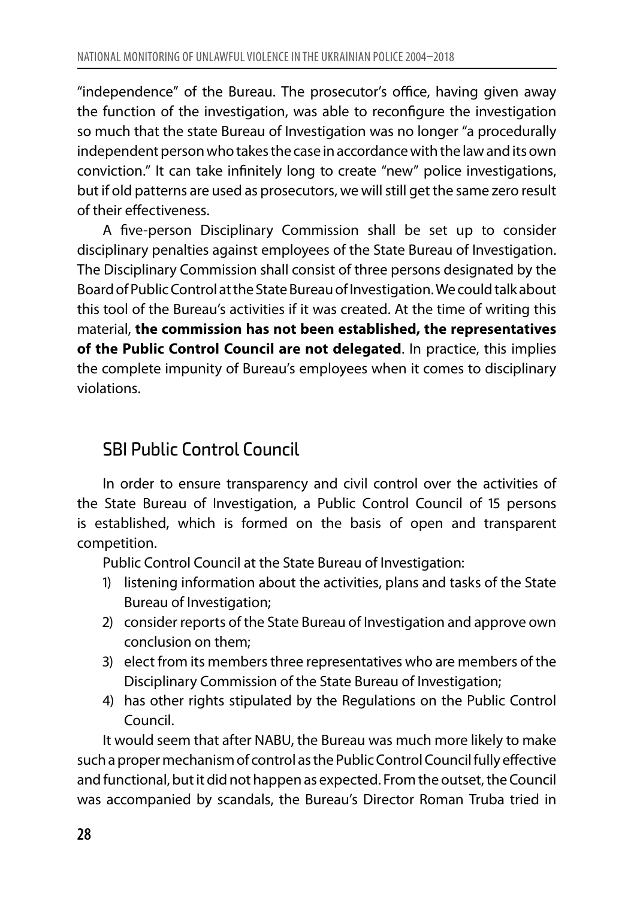"independence" of the Bureau. The prosecutor's office, having given away the function of the investigation, was able to reconfigure the investigation so much that the state Bureau of Investigation was no longer "a procedurally independent person who takes the case in accordance with the law and its own conviction." It can take infinitely long to create "new" police investigations, but if old patterns are used as prosecutors, we will still get the same zero result of their effectiveness.

A five-person Disciplinary Commission shall be set up to consider disciplinary penalties against employees of the State Bureau of Investigation. The Disciplinary Commission shall consist of three persons designated by the Board of Public Control at the State Bureau of Investigation. We could talk about this tool of the Bureau's activities if it was created. At the time of writing this material, **the commission has not been established, the representatives of the Public Control Council are not delegated**. In practice, this implies the complete impunity of Bureau's employees when it comes to disciplinary violations.

## SBI Public Control Council

In order to ensure transparency and civil control over the activities of the State Bureau of Investigation, a Public Control Council of 15 persons is established, which is formed on the basis of open and transparent competition.

Public Control Council at the State Bureau of Investigation:

1) listening information about the activities, plans and tasks of the State Bureau of Investigation;
2) consider reports of the State Bureau of Investigation and approve own conclusion on them;
3) elect from its members three representatives who are members of the Disciplinary Commission of the State Bureau of Investigation;
4) has other rights stipulated by the Regulations on the Public Control Council.

It would seem that after NABU, the Bureau was much more likely to make such a proper mechanism of control as the Public Control Council fully effective and functional, but it did not happen as expected. From the outset, the Council was accompanied by scandals, the Bureau's Director Roman Truba tried in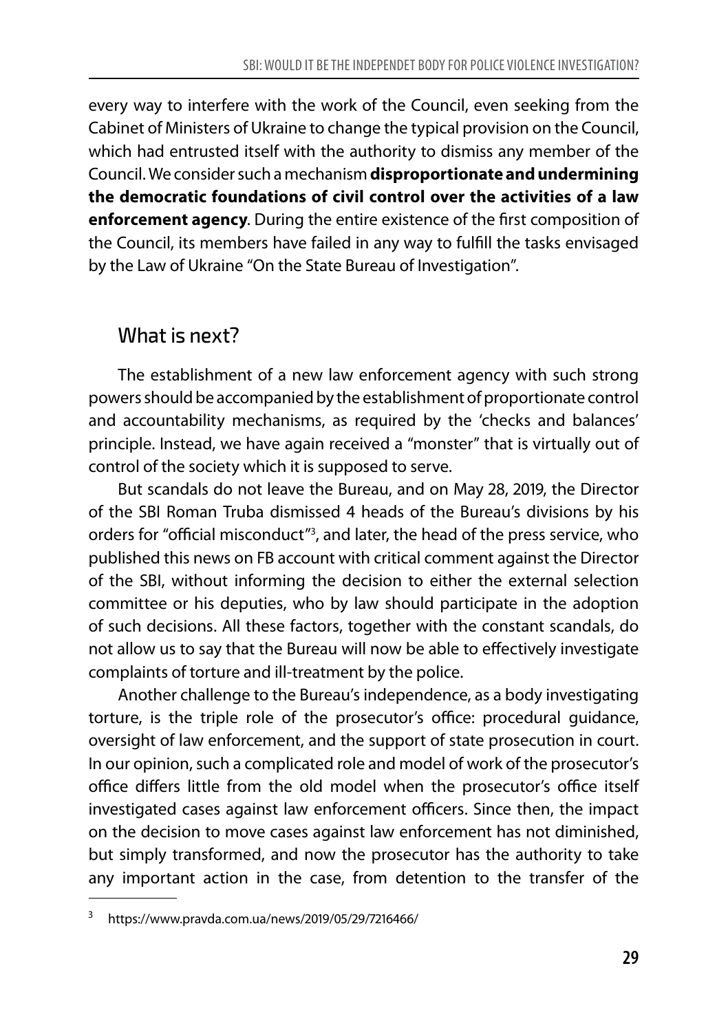every way to interfere with the work of the Council, even seeking from the Cabinet of Ministers of Ukraine to change the typical provision on the Council, which had entrusted itself with the authority to dismiss any member of the Council. We consider such a mechanism **disproportionate and undermining the democratic foundations of civil control over the activities of a law enforcement agency**. During the entire existence of the first composition of the Council, its members have failed in any way to fulfill the tasks envisaged by the Law of Ukraine "On the State Bureau of Investigation".

## What is next?

The establishment of a new law enforcement agency with such strong powers should be accompanied by the establishment of proportionate control and accountability mechanisms, as required by the 'checks and balances' principle. Instead, we have again received a "monster" that is virtually out of control of the society which it is supposed to serve.

But scandals do not leave the Bureau, and on May 28, 2019, the Director of the SBI Roman Truba dismissed 4 heads of the Bureau's divisions by his orders for "official misconduct"[3], and later, the head of the press service, who published this news on FB account with critical comment against the Director of the SBI, without informing the decision to either the external selection committee or his deputies, who by law should participate in the adoption of such decisions. All these factors, together with the constant scandals, do not allow us to say that the Bureau will now be able to effectively investigate complaints of torture and ill-treatment by the police.

Another challenge to the Bureau's independence, as a body investigating torture, is the triple role of the prosecutor's office: procedural guidance, oversight of law enforcement, and the support of state prosecution in court. In our opinion, such a complicated role and model of work of the prosecutor's office differs little from the old model when the prosecutor's office itself investigated cases against law enforcement officers. Since then, the impact on the decision to move cases against law enforcement has not diminished, but simply transformed, and now the prosecutor has the authority to take any important action in the case, from detention to the transfer of the

---

[3] https://www.pravda.com.ua/news/2019/05/29/7216466/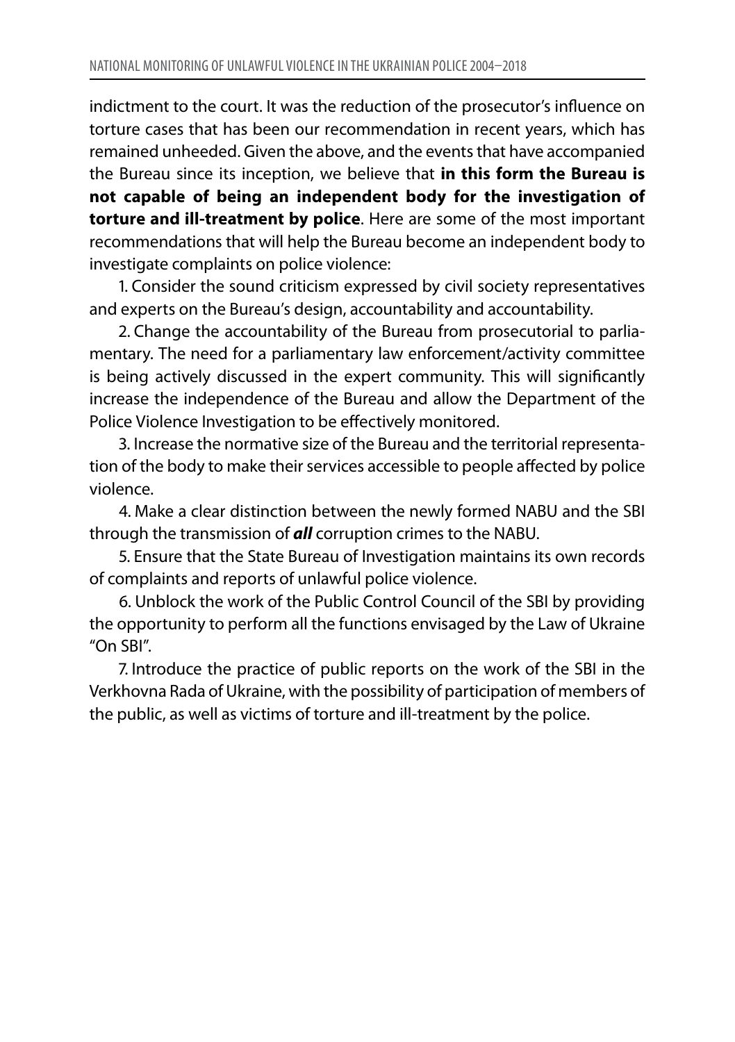indictment to the court. It was the reduction of the prosecutor's influence on torture cases that has been our recommendation in recent years, which has remained unheeded. Given the above, and the events that have accompanied the Bureau since its inception, we believe that **in this form the Bureau is not capable of being an independent body for the investigation of torture and ill-treatment by police**. Here are some of the most important recommendations that will help the Bureau become an independent body to investigate complaints on police violence:

1. Consider the sound criticism expressed by civil society representatives and experts on the Bureau's design, accountability and accountability.

2. Change the accountability of the Bureau from prosecutorial to parliamentary. The need for a parliamentary law enforcement/activity committee is being actively discussed in the expert community. This will significantly increase the independence of the Bureau and allow the Department of the Police Violence Investigation to be effectively monitored.

3. Increase the normative size of the Bureau and the territorial representation of the body to make their services accessible to people affected by police violence.

4. Make a clear distinction between the newly formed NABU and the SBI through the transmission of ***all*** corruption crimes to the NABU.

5. Ensure that the State Bureau of Investigation maintains its own records of complaints and reports of unlawful police violence.

6. Unblock the work of the Public Control Council of the SBI by providing the opportunity to perform all the functions envisaged by the Law of Ukraine "On SBI".

7. Introduce the practice of public reports on the work of the SBI in the Verkhovna Rada of Ukraine, with the possibility of participation of members of the public, as well as victims of torture and ill-treatment by the police.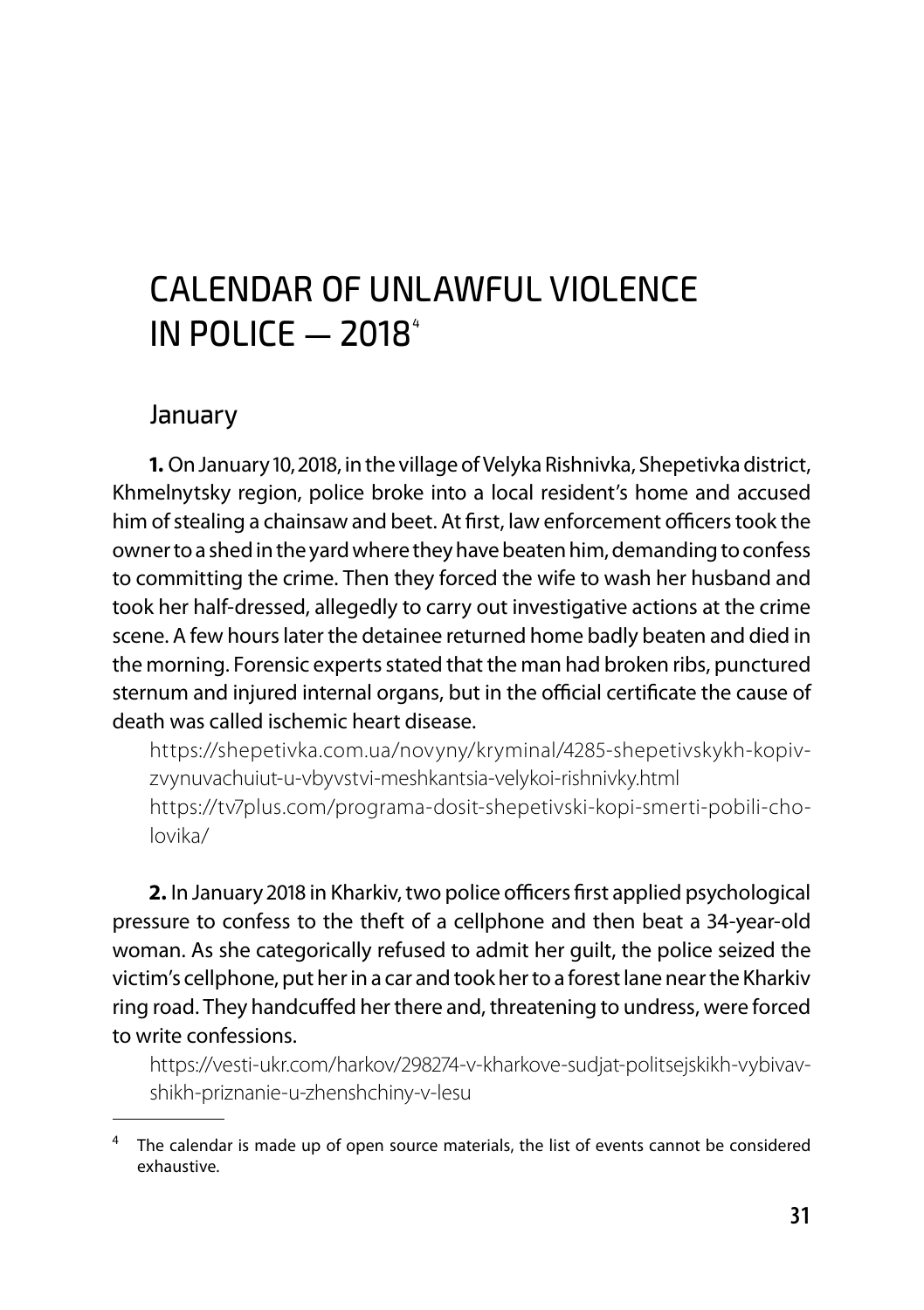# CALENDAR OF UNLAWFUL VIOLENCE IN POLICE — 2018[4]

## January

**1.** On January 10, 2018, in the village of Velyka Rishnivka, Shepetivka district, Khmelnytsky region, police broke into a local resident's home and accused him of stealing a chainsaw and beet. At first, law enforcement officers took the owner to a shed in the yard where they have beaten him, demanding to confess to committing the crime. Then they forced the wife to wash her husband and took her half-dressed, allegedly to carry out investigative actions at the crime scene. A few hours later the detainee returned home badly beaten and died in the morning. Forensic experts stated that the man had broken ribs, punctured sternum and injured internal organs, but in the official certificate the cause of death was called ischemic heart disease.

https://shepetivka.com.ua/novyny/kryminal/4285-shepetivskykh-kopiv-zvynuvachuiut-u-vbyvstvi-meshkantsia-velykoi-rishnivky.html
https://tv7plus.com/programa-dosit-shepetivski-kopi-smerti-pobili-cholovika/

**2.** In January 2018 in Kharkiv, two police officers first applied psychological pressure to confess to the theft of a cellphone and then beat a 34-year-old woman. As she categorically refused to admit her guilt, the police seized the victim's cellphone, put her in a car and took her to a forest lane near the Kharkiv ring road. They handcuffed her there and, threatening to undress, were forced to write confessions.

https://vesti-ukr.com/harkov/298274-v-kharkove-sudjat-politsejskikh-vybivavshikh-priznanie-u-zhenshchiny-v-lesu

[4] The calendar is made up of open source materials, the list of events cannot be considered exhaustive.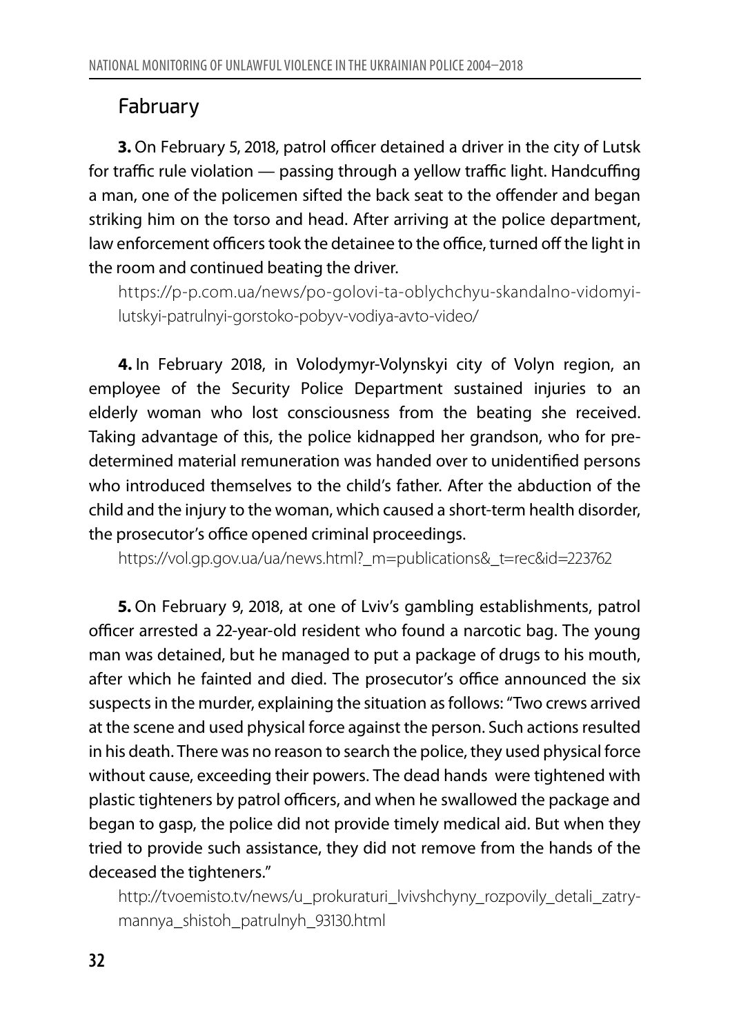## Fabruary

**3.** On February 5, 2018, patrol officer detained a driver in the city of Lutsk for traffic rule violation — passing through a yellow traffic light. Handcuffing a man, one of the policemen sifted the back seat to the offender and began striking him on the torso and head. After arriving at the police department, law enforcement officers took the detainee to the office, turned off the light in the room and continued beating the driver.

https://p-p.com.ua/news/po-golovi-ta-oblychchyu-skandalno-vidomyi-lutskyi-patrulnyi-gorstoko-pobyv-vodiya-avto-video/

**4.** In February 2018, in Volodymyr-Volynskyi city of Volyn region, an employee of the Security Police Department sustained injuries to an elderly woman who lost consciousness from the beating she received. Taking advantage of this, the police kidnapped her grandson, who for pre-determined material remuneration was handed over to unidentified persons who introduced themselves to the child's father. After the abduction of the child and the injury to the woman, which caused a short-term health disorder, the prosecutor's office opened criminal proceedings.

https://vol.gp.gov.ua/ua/news.html?_m=publications&_t=rec&id=223762

**5.** On February 9, 2018, at one of Lviv's gambling establishments, patrol officer arrested a 22-year-old resident who found a narcotic bag. The young man was detained, but he managed to put a package of drugs to his mouth, after which he fainted and died. The prosecutor's office announced the six suspects in the murder, explaining the situation as follows: "Two crews arrived at the scene and used physical force against the person. Such actions resulted in his death. There was no reason to search the police, they used physical force without cause, exceeding their powers. The dead hands were tightened with plastic tighteners by patrol officers, and when he swallowed the package and began to gasp, the police did not provide timely medical aid. But when they tried to provide such assistance, they did not remove from the hands of the deceased the tighteners."

http://tvoemisto.tv/news/u_prokuraturi_lvivshchyny_rozpovily_detali_zatrymannya_shistoh_patrulnyh_93130.html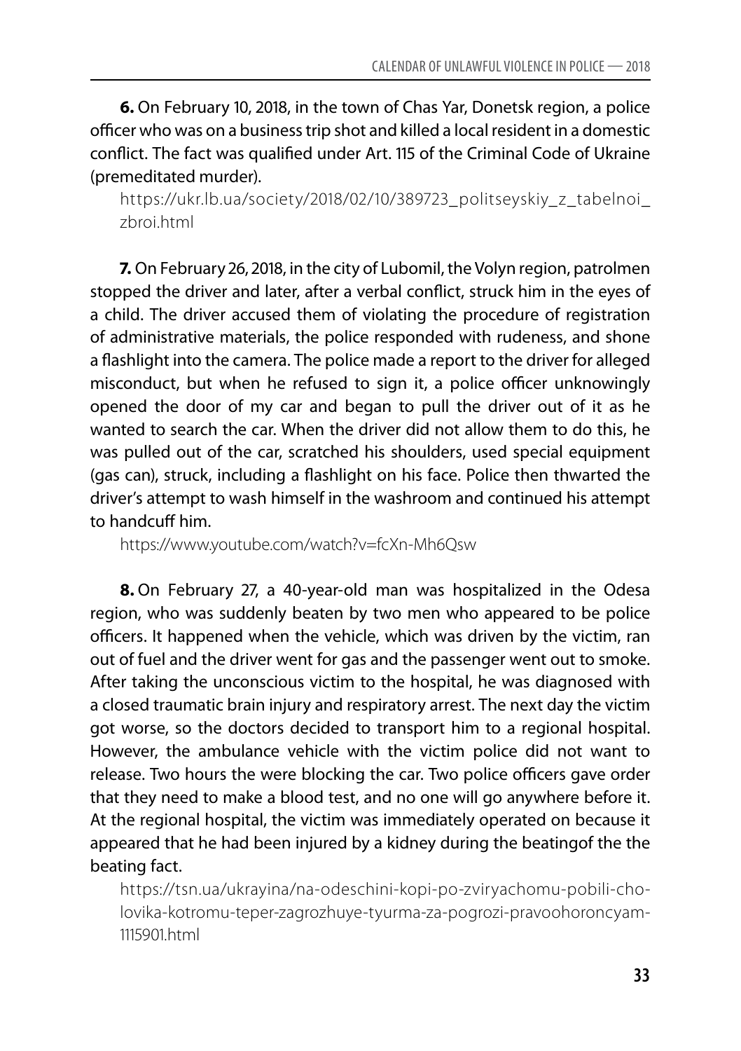**6.** On February 10, 2018, in the town of Chas Yar, Donetsk region, a police officer who was on a business trip shot and killed a local resident in a domestic conflict. The fact was qualified under Art. 115 of the Criminal Code of Ukraine (premeditated murder).

https://ukr.lb.ua/society/2018/02/10/389723_politseyskiy_z_tabelnoi_zbroi.html

**7.** On February 26, 2018, in the city of Lubomil, the Volyn region, patrolmen stopped the driver and later, after a verbal conflict, struck him in the eyes of a child. The driver accused them of violating the procedure of registration of administrative materials, the police responded with rudeness, and shone a flashlight into the camera. The police made a report to the driver for alleged misconduct, but when he refused to sign it, a police officer unknowingly opened the door of my car and began to pull the driver out of it as he wanted to search the car. When the driver did not allow them to do this, he was pulled out of the car, scratched his shoulders, used special equipment (gas can), struck, including a flashlight on his face. Police then thwarted the driver's attempt to wash himself in the washroom and continued his attempt to handcuff him.

https://www.youtube.com/watch?v=fcXn-Mh6Qsw

**8.** On February 27, a 40-year-old man was hospitalized in the Odesa region, who was suddenly beaten by two men who appeared to be police officers. It happened when the vehicle, which was driven by the victim, ran out of fuel and the driver went for gas and the passenger went out to smoke. After taking the unconscious victim to the hospital, he was diagnosed with a closed traumatic brain injury and respiratory arrest. The next day the victim got worse, so the doctors decided to transport him to a regional hospital. However, the ambulance vehicle with the victim police did not want to release. Two hours the were blocking the car. Two police officers gave order that they need to make a blood test, and no one will go anywhere before it. At the regional hospital, the victim was immediately operated on because it appeared that he had been injured by a kidney during the beatingof the the beating fact.

https://tsn.ua/ukrayina/na-odeschini-kopi-po-zviryachomu-pobili-cholovika-kotromu-teper-zagrozhuye-tyurma-za-pogrozi-pravoohoroncyam-1115901.html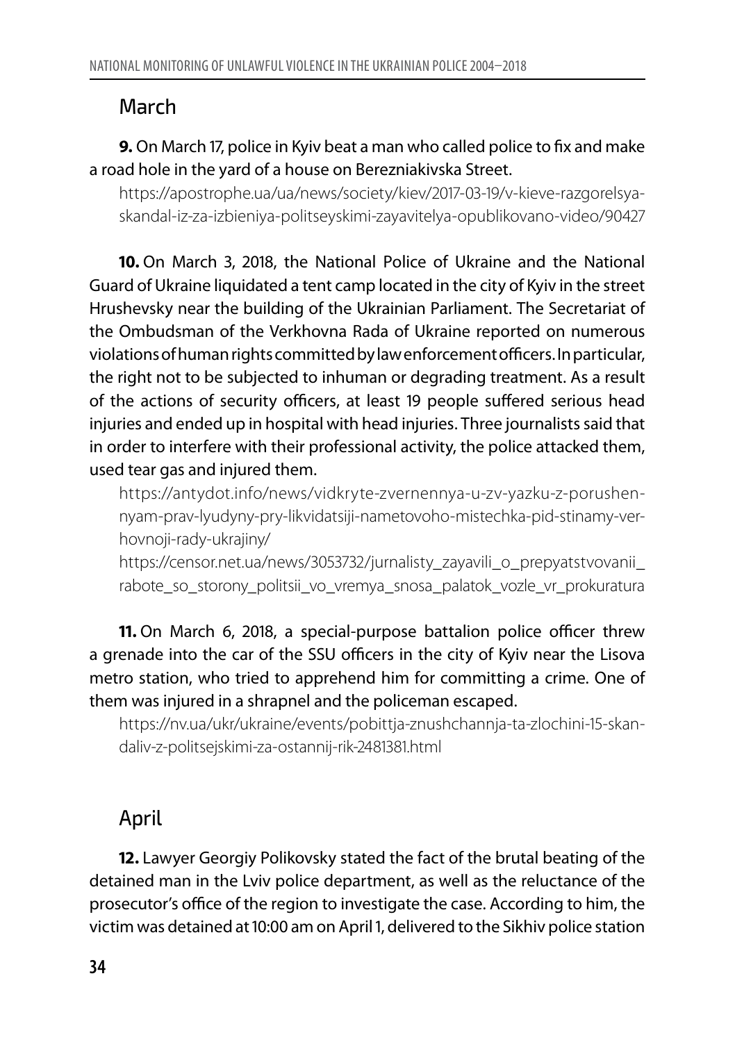## March

**9.** On March 17, police in Kyiv beat a man who called police to fix and make a road hole in the yard of a house on Berezniakivska Street.

https://apostrophe.ua/ua/news/society/kiev/2017-03-19/v-kieve-razgorelsya-skandal-iz-za-izbieniya-politseyskimi-zayavitelya-opublikovano-video/90427

**10.** On March 3, 2018, the National Police of Ukraine and the National Guard of Ukraine liquidated a tent camp located in the city of Kyiv in the street Hrushevsky near the building of the Ukrainian Parliament. The Secretariat of the Ombudsman of the Verkhovna Rada of Ukraine reported on numerous violations of human rights committed by law enforcement officers. In particular, the right not to be subjected to inhuman or degrading treatment. As a result of the actions of security officers, at least 19 people suffered serious head injuries and ended up in hospital with head injuries. Three journalists said that in order to interfere with their professional activity, the police attacked them, used tear gas and injured them.

https://antydot.info/news/vidkryte-zvernennya-u-zv-yazku-z-porushennyam-prav-lyudyny-pry-likvidatsiji-nametovoho-mistechka-pid-stinamy-verhovnoji-rady-ukrajiny/

https://censor.net.ua/news/3053732/jurnalisty_zayavili_o_prepyatstvovanii_rabote_so_storony_politsii_vo_vremya_snosa_palatok_vozle_vr_prokuratura

**11.** On March 6, 2018, a special-purpose battalion police officer threw a grenade into the car of the SSU officers in the city of Kyiv near the Lisova metro station, who tried to apprehend him for committing a crime. One of them was injured in a shrapnel and the policeman escaped.

https://nv.ua/ukr/ukraine/events/pobittja-znushchannja-ta-zlochini-15-skandaliv-z-politsejskimi-za-ostannij-rik-2481381.html

## April

**12.** Lawyer Georgiy Polikovsky stated the fact of the brutal beating of the detained man in the Lviv police department, as well as the reluctance of the prosecutor's office of the region to investigate the case. According to him, the victim was detained at 10:00 am on April 1, delivered to the Sikhiv police station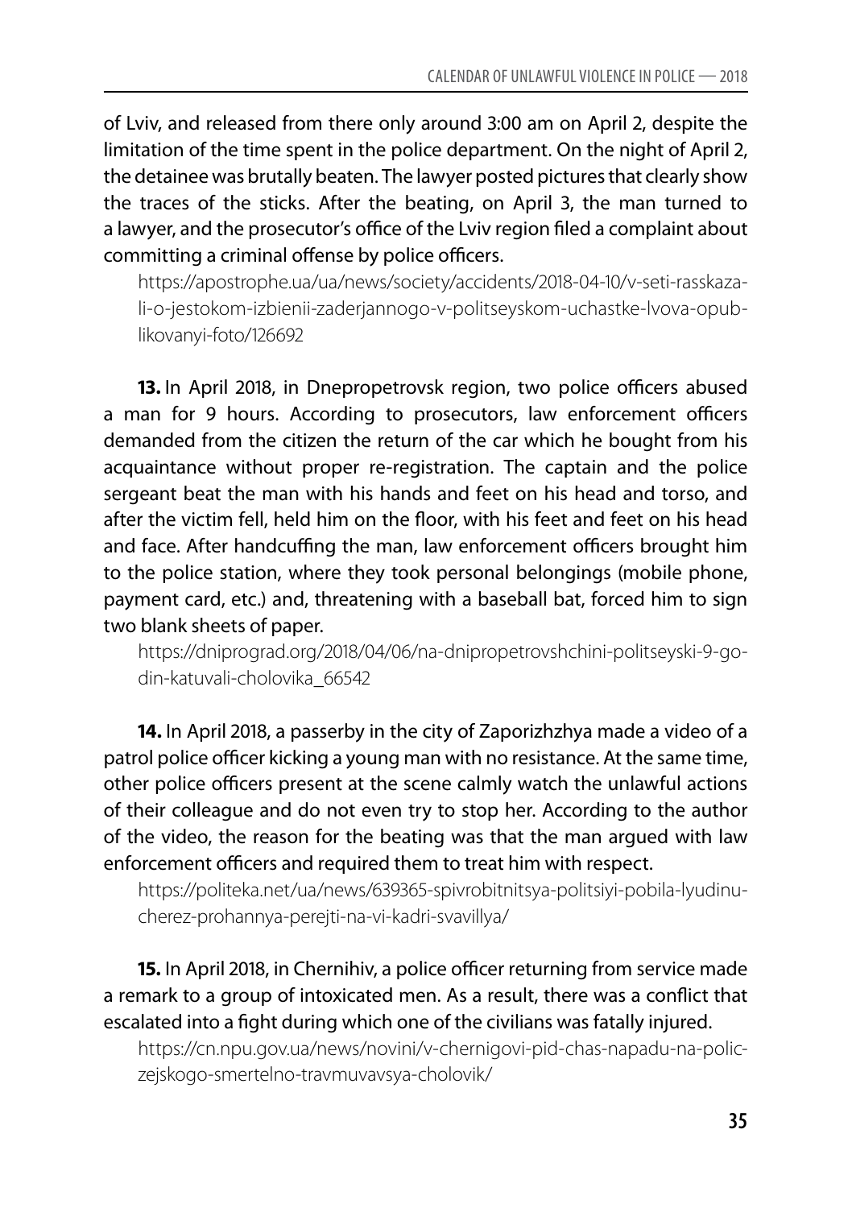of Lviv, and released from there only around 3:00 am on April 2, despite the limitation of the time spent in the police department. On the night of April 2, the detainee was brutally beaten. The lawyer posted pictures that clearly show the traces of the sticks. After the beating, on April 3, the man turned to a lawyer, and the prosecutor's office of the Lviv region filed a complaint about committing a criminal offense by police officers.

https://apostrophe.ua/ua/news/society/accidents/2018-04-10/v-seti-rasskazali-o-jestokom-izbienii-zaderjannogo-v-politseyskom-uchastke-lvova-opublikovanyi-foto/126692

**13.** In April 2018, in Dnepropetrovsk region, two police officers abused a man for 9 hours. According to prosecutors, law enforcement officers demanded from the citizen the return of the car which he bought from his acquaintance without proper re-registration. The captain and the police sergeant beat the man with his hands and feet on his head and torso, and after the victim fell, held him on the floor, with his feet and feet on his head and face. After handcuffing the man, law enforcement officers brought him to the police station, where they took personal belongings (mobile phone, payment card, etc.) and, threatening with a baseball bat, forced him to sign two blank sheets of paper.

https://dniprograd.org/2018/04/06/na-dnipropetrovshchini-politseyski-9-godin-katuvali-cholovika_66542

**14.** In April 2018, a passerby in the city of Zaporizhzhya made a video of a patrol police officer kicking a young man with no resistance. At the same time, other police officers present at the scene calmly watch the unlawful actions of their colleague and do not even try to stop her. According to the author of the video, the reason for the beating was that the man argued with law enforcement officers and required them to treat him with respect.

https://politeka.net/ua/news/639365-spivrobitnitsya-politsiyi-pobila-lyudinu-cherez-prohannya-perejti-na-vi-kadri-svavillya/

**15.** In April 2018, in Chernihiv, a police officer returning from service made a remark to a group of intoxicated men. As a result, there was a conflict that escalated into a fight during which one of the civilians was fatally injured.

https://cn.npu.gov.ua/news/novini/v-chernigovi-pid-chas-napadu-na-policzejskogo-smertelno-travmuvavsya-cholovik/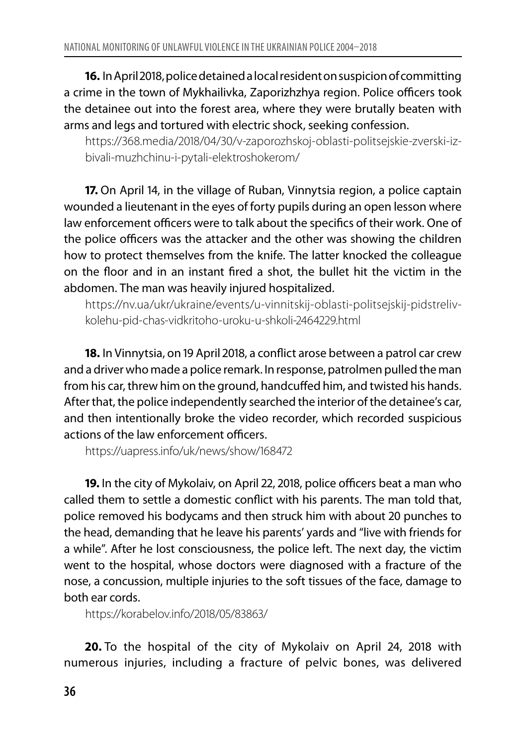**16.** In April 2018, police detained a local resident on suspicion of committing a crime in the town of Mykhailivka, Zaporizhzhya region. Police officers took the detainee out into the forest area, where they were brutally beaten with arms and legs and tortured with electric shock, seeking confession.

https://368.media/2018/04/30/v-zaporozhskoj-oblasti-politsejskie-zverski-izbivali-muzhchinu-i-pytali-elektroshokerom/

**17.** On April 14, in the village of Ruban, Vinnytsia region, a police captain wounded a lieutenant in the eyes of forty pupils during an open lesson where law enforcement officers were to talk about the specifics of their work. One of the police officers was the attacker and the other was showing the children how to protect themselves from the knife. The latter knocked the colleague on the floor and in an instant fired a shot, the bullet hit the victim in the abdomen. The man was heavily injured hospitalized.

https://nv.ua/ukr/ukraine/events/u-vinnitskij-oblasti-politsejskij-pidstreliv-kolehu-pid-chas-vidkritoho-uroku-u-shkoli-2464229.html

**18.** In Vinnytsia, on 19 April 2018, a conflict arose between a patrol car crew and a driver who made a police remark. In response, patrolmen pulled the man from his car, threw him on the ground, handcuffed him, and twisted his hands. After that, the police independently searched the interior of the detainee's car, and then intentionally broke the video recorder, which recorded suspicious actions of the law enforcement officers.

https://uapress.info/uk/news/show/168472

**19.** In the city of Mykolaiv, on April 22, 2018, police officers beat a man who called them to settle a domestic conflict with his parents. The man told that, police removed his bodycams and then struck him with about 20 punches to the head, demanding that he leave his parents' yards and "live with friends for a while". After he lost consciousness, the police left. The next day, the victim went to the hospital, whose doctors were diagnosed with a fracture of the nose, a concussion, multiple injuries to the soft tissues of the face, damage to both ear cords.

https://korabelov.info/2018/05/83863/

**20.** To the hospital of the city of Mykolaiv on April 24, 2018 with numerous injuries, including a fracture of pelvic bones, was delivered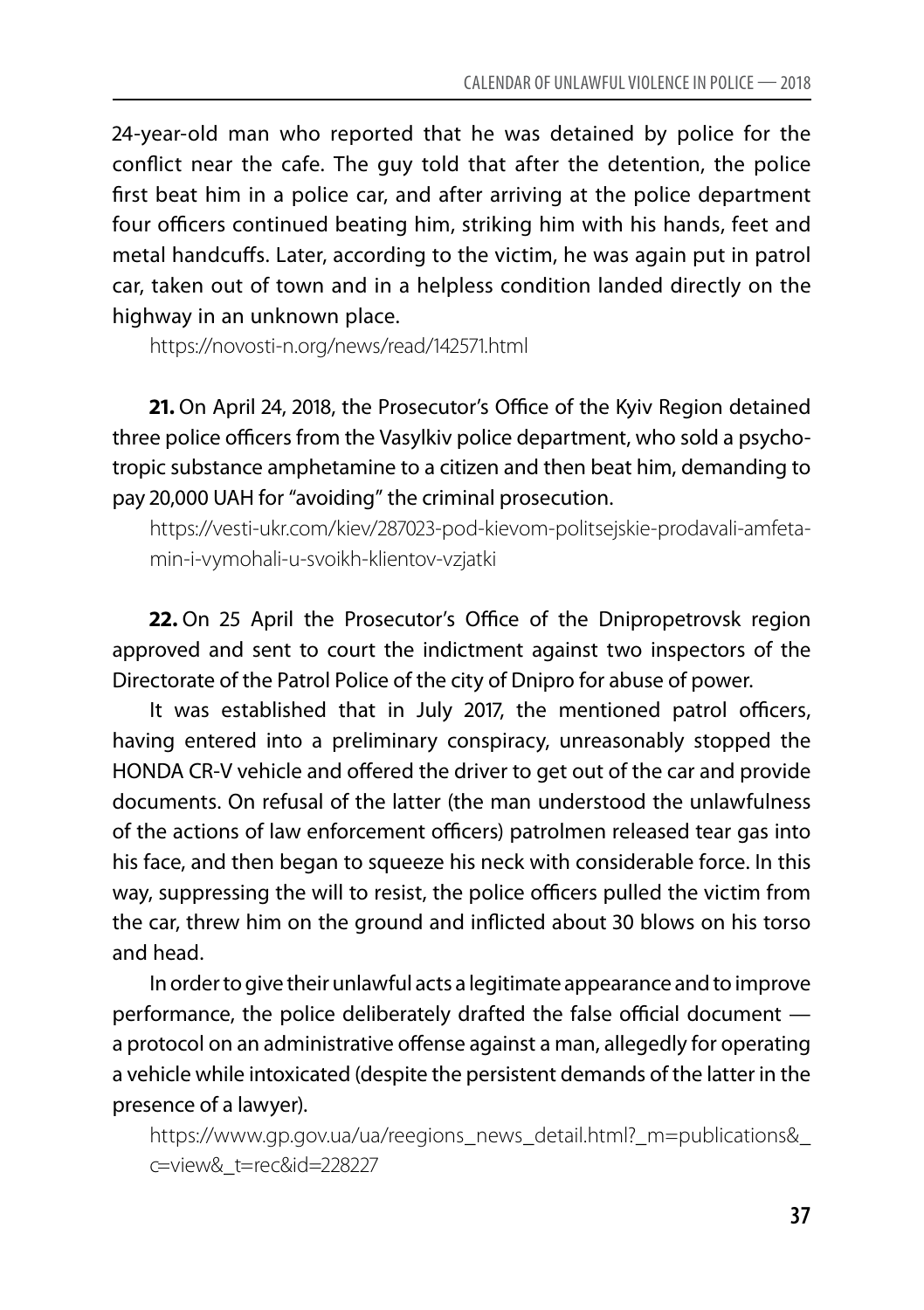24-year-old man who reported that he was detained by police for the conflict near the cafe. The guy told that after the detention, the police first beat him in a police car, and after arriving at the police department four officers continued beating him, striking him with his hands, feet and metal handcuffs. Later, according to the victim, he was again put in patrol car, taken out of town and in a helpless condition landed directly on the highway in an unknown place.

https://novosti-n.org/news/read/142571.html

**21.** On April 24, 2018, the Prosecutor's Office of the Kyiv Region detained three police officers from the Vasylkiv police department, who sold a psychotropic substance amphetamine to a citizen and then beat him, demanding to pay 20,000 UAH for "avoiding" the criminal prosecution.

https://vesti-ukr.com/kiev/287023-pod-kievom-politsejskie-prodavali-amfetamin-i-vymohali-u-svoikh-klientov-vzjatki

**22.** On 25 April the Prosecutor's Office of the Dnipropetrovsk region approved and sent to court the indictment against two inspectors of the Directorate of the Patrol Police of the city of Dnipro for abuse of power.

It was established that in July 2017, the mentioned patrol officers, having entered into a preliminary conspiracy, unreasonably stopped the HONDA CR-V vehicle and offered the driver to get out of the car and provide documents. On refusal of the latter (the man understood the unlawfulness of the actions of law enforcement officers) patrolmen released tear gas into his face, and then began to squeeze his neck with considerable force. In this way, suppressing the will to resist, the police officers pulled the victim from the car, threw him on the ground and inflicted about 30 blows on his torso and head.

In order to give their unlawful acts a legitimate appearance and to improve performance, the police deliberately drafted the false official document — a protocol on an administrative offense against a man, allegedly for operating a vehicle while intoxicated (despite the persistent demands of the latter in the presence of a lawyer).

https://www.gp.gov.ua/ua/reegions_news_detail.html?_m=publications&_c=view&_t=rec&id=228227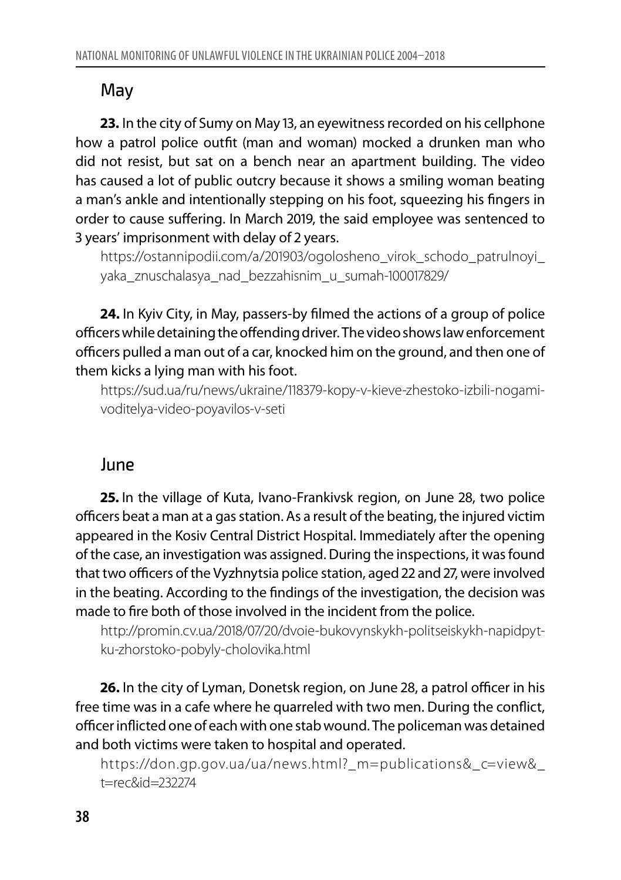## May

**23.** In the city of Sumy on May 13, an eyewitness recorded on his cellphone how a patrol police outfit (man and woman) mocked a drunken man who did not resist, but sat on a bench near an apartment building. The video has caused a lot of public outcry because it shows a smiling woman beating a man's ankle and intentionally stepping on his foot, squeezing his fingers in order to cause suffering. In March 2019, the said employee was sentenced to 3 years' imprisonment with delay of 2 years.

https://ostannipodii.com/a/201903/ogolosheno_virok_schodo_patrulnoyi_yaka_znuschalasya_nad_bezzahisnim_u_sumah-100017829/

**24.** In Kyiv City, in May, passers-by filmed the actions of a group of police officers while detaining the offending driver. The video shows law enforcement officers pulled a man out of a car, knocked him on the ground, and then one of them kicks a lying man with his foot.

https://sud.ua/ru/news/ukraine/118379-kopy-v-kieve-zhestoko-izbili-nogami-voditelya-video-poyavilos-v-seti

## June

**25.** In the village of Kuta, Ivano-Frankivsk region, on June 28, two police officers beat a man at a gas station. As a result of the beating, the injured victim appeared in the Kosiv Central District Hospital. Immediately after the opening of the case, an investigation was assigned. During the inspections, it was found that two officers of the Vyzhnytsia police station, aged 22 and 27, were involved in the beating. According to the findings of the investigation, the decision was made to fire both of those involved in the incident from the police.

http://promin.cv.ua/2018/07/20/dvoie-bukovynskykh-politseiskykh-napidpytku-zhorstoko-pobyly-cholovika.html

**26.** In the city of Lyman, Donetsk region, on June 28, a patrol officer in his free time was in a cafe where he quarreled with two men. During the conflict, officer inflicted one of each with one stab wound. The policeman was detained and both victims were taken to hospital and operated.

https://don.gp.gov.ua/ua/news.html?_m=publications&_c=view&_t=rec&id=232274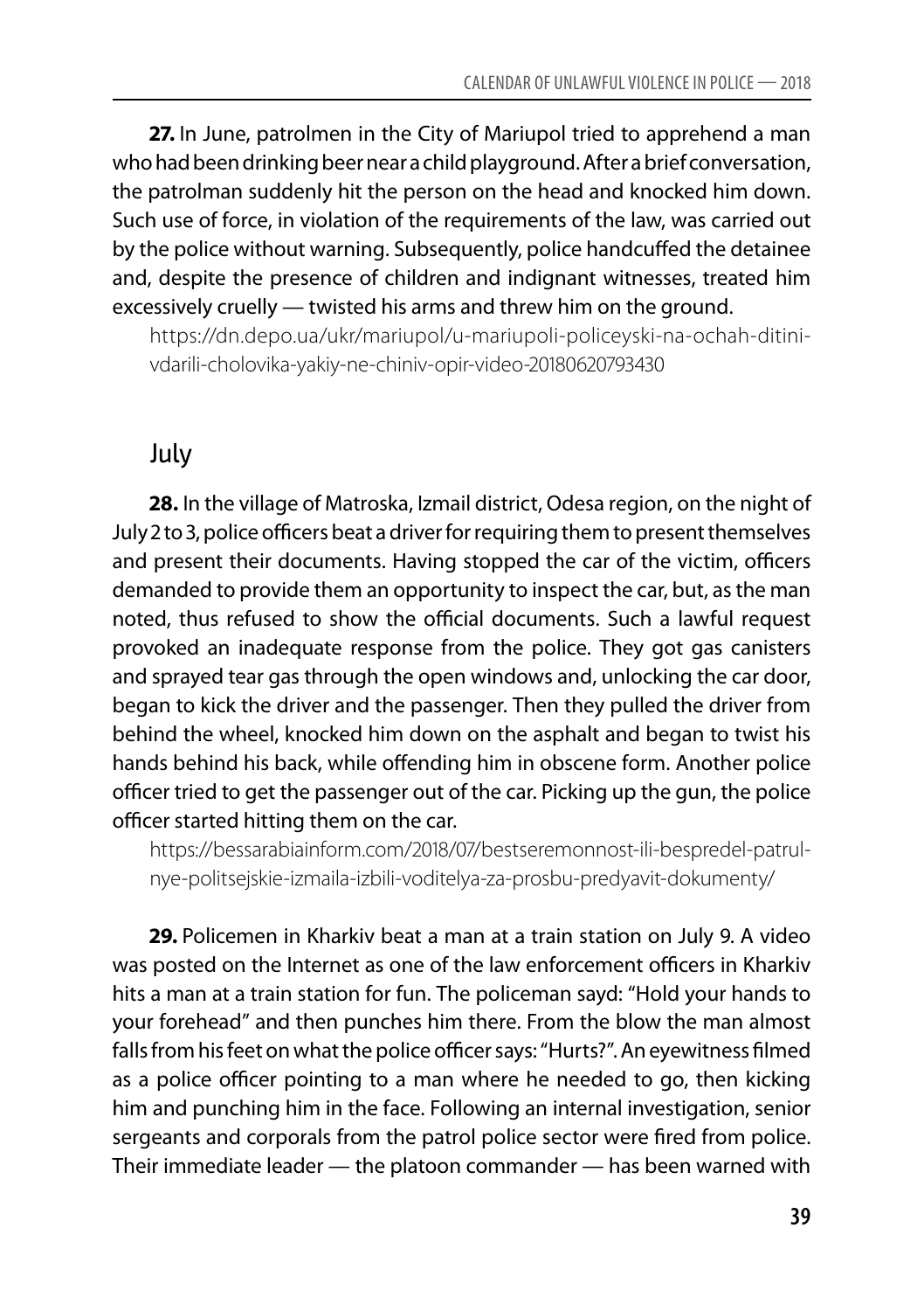**27.** In June, patrolmen in the City of Mariupol tried to apprehend a man who had been drinking beer near a child playground. After a brief conversation, the patrolman suddenly hit the person on the head and knocked him down. Such use of force, in violation of the requirements of the law, was carried out by the police without warning. Subsequently, police handcuffed the detainee and, despite the presence of children and indignant witnesses, treated him excessively cruelly — twisted his arms and threw him on the ground.

https://dn.depo.ua/ukr/mariupol/u-mariupoli-policeyski-na-ochah-ditini-vdarili-cholovika-yakiy-ne-chiniv-opir-video-20180620793430

## July

**28.** In the village of Matroska, Izmail district, Odesa region, on the night of July 2 to 3, police officers beat a driver for requiring them to present themselves and present their documents. Having stopped the car of the victim, officers demanded to provide them an opportunity to inspect the car, but, as the man noted, thus refused to show the official documents. Such a lawful request provoked an inadequate response from the police. They got gas canisters and sprayed tear gas through the open windows and, unlocking the car door, began to kick the driver and the passenger. Then they pulled the driver from behind the wheel, knocked him down on the asphalt and began to twist his hands behind his back, while offending him in obscene form. Another police officer tried to get the passenger out of the car. Picking up the gun, the police officer started hitting them on the car.

https://bessarabiainform.com/2018/07/bestseremonnost-ili-bespredel-patrulnye-politsejskie-izmaila-izbili-voditelya-za-prosbu-predyavit-dokumenty/

**29.** Policemen in Kharkiv beat a man at a train station on July 9. A video was posted on the Internet as one of the law enforcement officers in Kharkiv hits a man at a train station for fun. The policeman sayd: "Hold your hands to your forehead" and then punches him there. From the blow the man almost falls from his feet on what the police officer says: "Hurts?". An eyewitness filmed as a police officer pointing to a man where he needed to go, then kicking him and punching him in the face. Following an internal investigation, senior sergeants and corporals from the patrol police sector were fired from police. Their immediate leader — the platoon commander — has been warned with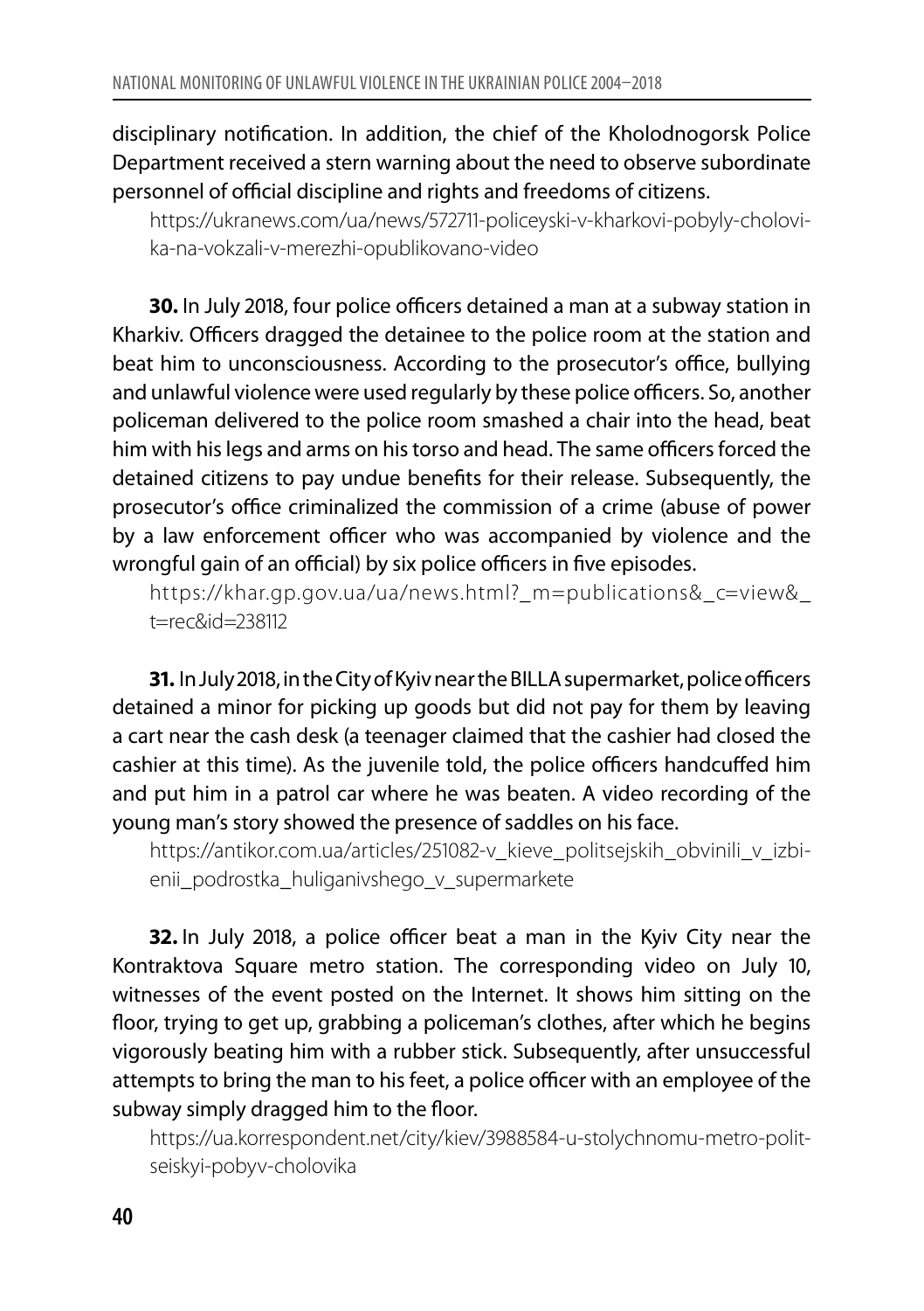disciplinary notification. In addition, the chief of the Kholodnogorsk Police Department received a stern warning about the need to observe subordinate personnel of official discipline and rights and freedoms of citizens.

https://ukranews.com/ua/news/572711-policeyski-v-kharkovi-pobyly-cholovika-na-vokzali-v-merezhi-opublikovano-video

**30.** In July 2018, four police officers detained a man at a subway station in Kharkiv. Officers dragged the detainee to the police room at the station and beat him to unconsciousness. According to the prosecutor's office, bullying and unlawful violence were used regularly by these police officers. So, another policeman delivered to the police room smashed a chair into the head, beat him with his legs and arms on his torso and head. The same officers forced the detained citizens to pay undue benefits for their release. Subsequently, the prosecutor's office criminalized the commission of a crime (abuse of power by a law enforcement officer who was accompanied by violence and the wrongful gain of an official) by six police officers in five episodes.

https://khar.gp.gov.ua/ua/news.html?_m=publications&_c=view&_t=rec&id=238112

**31.** In July 2018, in the City of Kyiv near the BILLA supermarket, police officers detained a minor for picking up goods but did not pay for them by leaving a cart near the cash desk (a teenager claimed that the cashier had closed the cashier at this time). As the juvenile told, the police officers handcuffed him and put him in a patrol car where he was beaten. A video recording of the young man's story showed the presence of saddles on his face.

https://antikor.com.ua/articles/251082-v_kieve_politsejskih_obvinili_v_izbienii_podrostka_huliganivshego_v_supermarkete

**32.** In July 2018, a police officer beat a man in the Kyiv City near the Kontraktova Square metro station. The corresponding video on July 10, witnesses of the event posted on the Internet. It shows him sitting on the floor, trying to get up, grabbing a policeman's clothes, after which he begins vigorously beating him with a rubber stick. Subsequently, after unsuccessful attempts to bring the man to his feet, a police officer with an employee of the subway simply dragged him to the floor.

https://ua.korrespondent.net/city/kiev/3988584-u-stolychnomu-metro-politseiskyi-pobyv-cholovika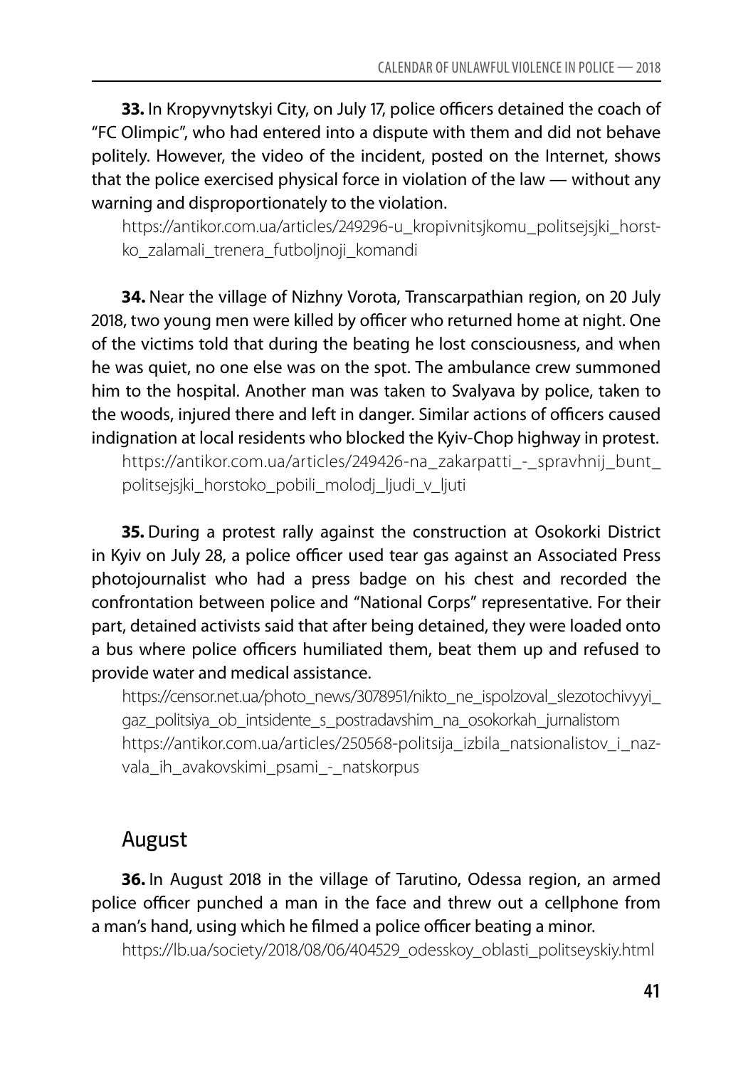**33.** In Kropyvnytskyi City, on July 17, police officers detained the coach of "FC Olimpic", who had entered into a dispute with them and did not behave politely. However, the video of the incident, posted on the Internet, shows that the police exercised physical force in violation of the law — without any warning and disproportionately to the violation.

https://antikor.com.ua/articles/249296-u_kropivnitsjkomu_politsejsjki_horstko_zalamali_trenera_futboljnoji_komandi

**34.** Near the village of Nizhny Vorota, Transcarpathian region, on 20 July 2018, two young men were killed by officer who returned home at night. One of the victims told that during the beating he lost consciousness, and when he was quiet, no one else was on the spot. The ambulance crew summoned him to the hospital. Another man was taken to Svalyava by police, taken to the woods, injured there and left in danger. Similar actions of officers caused indignation at local residents who blocked the Kyiv-Chop highway in protest.

https://antikor.com.ua/articles/249426-na_zakarpatti_-_spravhnij_bunt_politsejsjki_horstoko_pobili_molodj_ljudi_v_ljuti

**35.** During a protest rally against the construction at Osokorki District in Kyiv on July 28, a police officer used tear gas against an Associated Press photojournalist who had a press badge on his chest and recorded the confrontation between police and "National Corps" representative. For their part, detained activists said that after being detained, they were loaded onto a bus where police officers humiliated them, beat them up and refused to provide water and medical assistance.

https://censor.net.ua/photo_news/3078951/nikto_ne_ispolzoval_slezotochivyyi_gaz_politsiya_ob_intsidente_s_postradavshim_na_osokorkah_jurnalistom
https://antikor.com.ua/articles/250568-politsija_izbila_natsionalistov_i_nazvala_ih_avakovskimi_psami_-_natskorpus

## August

**36.** In August 2018 in the village of Tarutino, Odessa region, an armed police officer punched a man in the face and threw out a cellphone from a man's hand, using which he filmed a police officer beating a minor.

https://lb.ua/society/2018/08/06/404529_odesskoy_oblasti_politseyskiy.html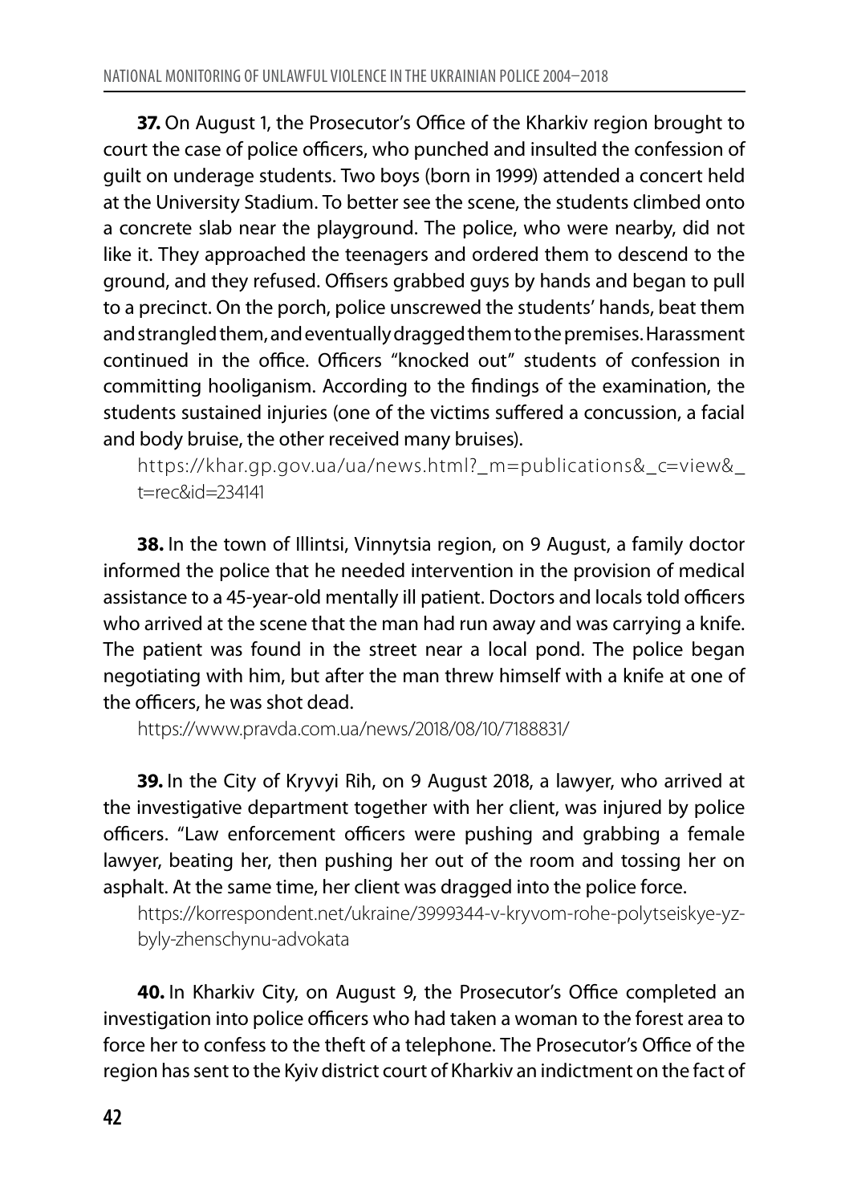**37.** On August 1, the Prosecutor's Office of the Kharkiv region brought to court the case of police officers, who punched and insulted the confession of guilt on underage students. Two boys (born in 1999) attended a concert held at the University Stadium. To better see the scene, the students climbed onto a concrete slab near the playground. The police, who were nearby, did not like it. They approached the teenagers and ordered them to descend to the ground, and they refused. Offisers grabbed guys by hands and began to pull to a precinct. On the porch, police unscrewed the students' hands, beat them and strangled them, and eventually dragged them to the premises. Harassment continued in the office. Officers "knocked out" students of confession in committing hooliganism. According to the findings of the examination, the students sustained injuries (one of the victims suffered a concussion, a facial and body bruise, the other received many bruises).

https://khar.gp.gov.ua/ua/news.html?_m=publications&_c=view&_t=rec&id=234141

**38.** In the town of Illintsi, Vinnytsia region, on 9 August, a family doctor informed the police that he needed intervention in the provision of medical assistance to a 45-year-old mentally ill patient. Doctors and locals told officers who arrived at the scene that the man had run away and was carrying a knife. The patient was found in the street near a local pond. The police began negotiating with him, but after the man threw himself with a knife at one of the officers, he was shot dead.

https://www.pravda.com.ua/news/2018/08/10/7188831/

**39.** In the City of Kryvyi Rih, on 9 August 2018, a lawyer, who arrived at the investigative department together with her client, was injured by police officers. "Law enforcement officers were pushing and grabbing a female lawyer, beating her, then pushing her out of the room and tossing her on asphalt. At the same time, her client was dragged into the police force.

https://korrespondent.net/ukraine/3999344-v-kryvom-rohe-polytseiskye-yzbyly-zhenschynu-advokata

**40.** In Kharkiv City, on August 9, the Prosecutor's Office completed an investigation into police officers who had taken a woman to the forest area to force her to confess to the theft of a telephone. The Prosecutor's Office of the region has sent to the Kyiv district court of Kharkiv an indictment on the fact of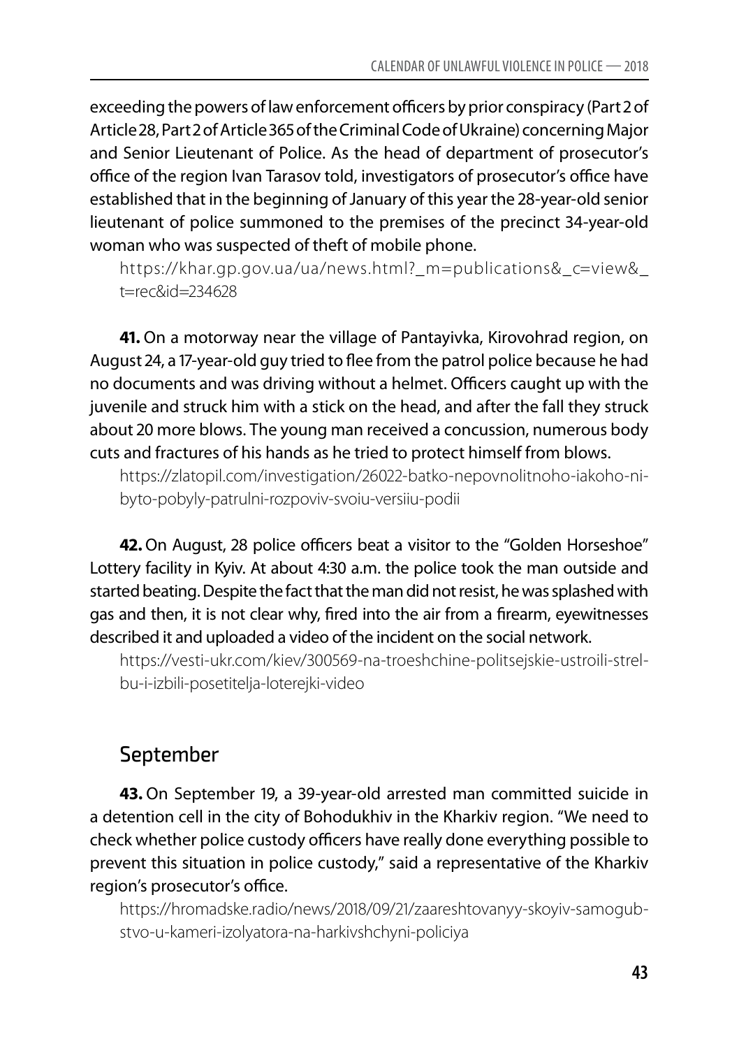exceeding the powers of law enforcement officers by prior conspiracy (Part 2 of Article 28, Part 2 of Article 365 of the Criminal Code of Ukraine) concerning Major and Senior Lieutenant of Police. As the head of department of prosecutor's office of the region Ivan Tarasov told, investigators of prosecutor's office have established that in the beginning of January of this year the 28-year-old senior lieutenant of police summoned to the premises of the precinct 34-year-old woman who was suspected of theft of mobile phone.

https://khar.gp.gov.ua/ua/news.html?_m=publications&_c=view&_t=rec&id=234628

**41.** On a motorway near the village of Pantayivka, Kirovohrad region, on August 24, a 17-year-old guy tried to flee from the patrol police because he had no documents and was driving without a helmet. Officers caught up with the juvenile and struck him with a stick on the head, and after the fall they struck about 20 more blows. The young man received a concussion, numerous body cuts and fractures of his hands as he tried to protect himself from blows.

https://zlatopil.com/investigation/26022-batko-nepovnolitnoho-iakoho-ni-byto-pobyly-patrulni-rozpoviv-svoiu-versiiu-podii

**42.** On August, 28 police officers beat a visitor to the "Golden Horseshoe" Lottery facility in Kyiv. At about 4:30 a.m. the police took the man outside and started beating. Despite the fact that the man did not resist, he was splashed with gas and then, it is not clear why, fired into the air from a firearm, eyewitnesses described it and uploaded a video of the incident on the social network.

https://vesti-ukr.com/kiev/300569-na-troeshchine-politsejskie-ustroili-strel-bu-i-izbili-posetitelja-loterejki-video

## September

**43.** On September 19, a 39-year-old arrested man committed suicide in a detention cell in the city of Bohodukhiv in the Kharkiv region. "We need to check whether police custody officers have really done everything possible to prevent this situation in police custody," said a representative of the Kharkiv region's prosecutor's office.

https://hromadske.radio/news/2018/09/21/zaareshtovanyy-skoyiv-samogub-stvo-u-kameri-izolyatora-na-harkivshchyni-policiya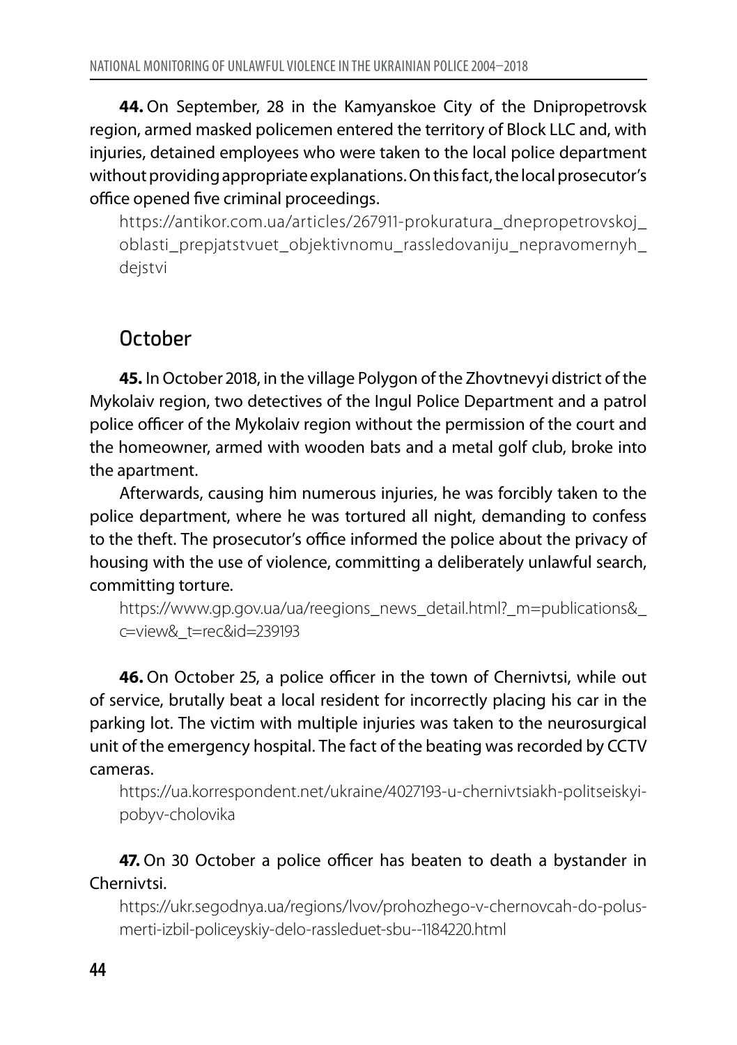**44.** On September, 28 in the Kamyanskoe City of the Dnipropetrovsk region, armed masked policemen entered the territory of Block LLC and, with injuries, detained employees who were taken to the local police department without providing appropriate explanations. On this fact, the local prosecutor's office opened five criminal proceedings.

https://antikor.com.ua/articles/267911-prokuratura_dnepropetrovskoj_oblasti_prepjatstvuet_objektivnomu_rassledovaniju_nepravomernyh_dejstvi

## October

**45.** In October 2018, in the village Polygon of the Zhovtnevyi district of the Mykolaiv region, two detectives of the Ingul Police Department and a patrol police officer of the Mykolaiv region without the permission of the court and the homeowner, armed with wooden bats and a metal golf club, broke into the apartment.

Afterwards, causing him numerous injuries, he was forcibly taken to the police department, where he was tortured all night, demanding to confess to the theft. The prosecutor's office informed the police about the privacy of housing with the use of violence, committing a deliberately unlawful search, committing torture.

https://www.gp.gov.ua/ua/reegions_news_detail.html?_m=publications&_c=view&_t=rec&id=239193

**46.** On October 25, a police officer in the town of Chernivtsi, while out of service, brutally beat a local resident for incorrectly placing his car in the parking lot. The victim with multiple injuries was taken to the neurosurgical unit of the emergency hospital. The fact of the beating was recorded by CCTV cameras.

https://ua.korrespondent.net/ukraine/4027193-u-chernivtsiakh-politseiskyi-pobyv-cholovika

**47.** On 30 October a police officer has beaten to death a bystander in Chernivtsi.

https://ukr.segodnya.ua/regions/lvov/prohozhego-v-chernovcah-do-polusmerti-izbil-policeyskiy-delo-rassleduet-sbu--1184220.html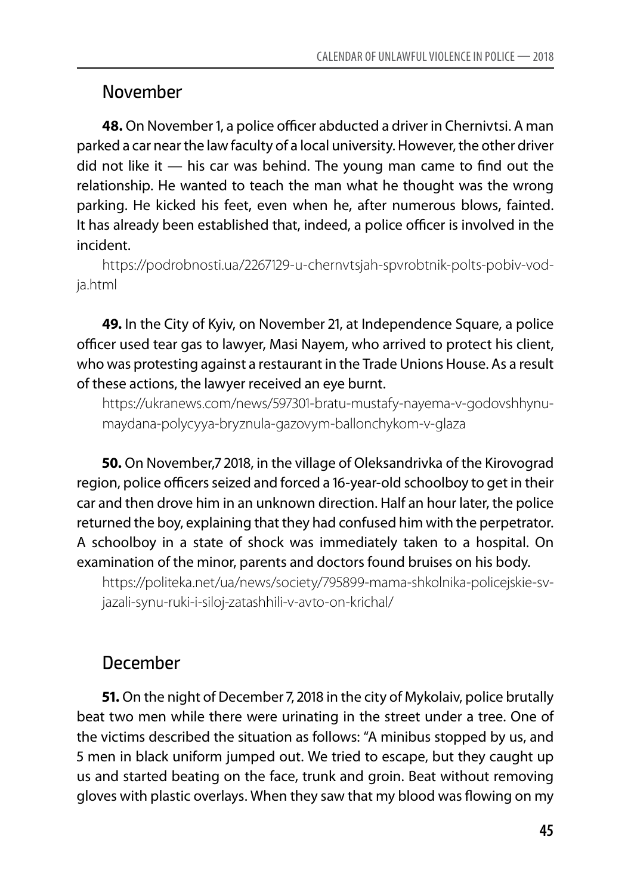## November

**48.** On November 1, a police officer abducted a driver in Chernivtsi. A man parked a car near the law faculty of a local university. However, the other driver did not like it — his car was behind. The young man came to find out the relationship. He wanted to teach the man what he thought was the wrong parking. He kicked his feet, even when he, after numerous blows, fainted. It has already been established that, indeed, a police officer is involved in the incident.

https://podrobnosti.ua/2267129-u-chernvtsjah-spvrobtnik-polts-pobiv-vodja.html

**49.** In the City of Kyiv, on November 21, at Independence Square, a police officer used tear gas to lawyer, Masi Nayem, who arrived to protect his client, who was protesting against a restaurant in the Trade Unions House. As a result of these actions, the lawyer received an eye burnt.

https://ukranews.com/news/597301-bratu-mustafy-nayema-v-godovshhynu-maydana-polycyya-bryznula-gazovym-ballonchykom-v-glaza

**50.** On November,7 2018, in the village of Oleksandrivka of the Kirovograd region, police officers seized and forced a 16-year-old schoolboy to get in their car and then drove him in an unknown direction. Half an hour later, the police returned the boy, explaining that they had confused him with the perpetrator. A schoolboy in a state of shock was immediately taken to a hospital. On examination of the minor, parents and doctors found bruises on his body.

https://politeka.net/ua/news/society/795899-mama-shkolnika-policejskie-svjazali-synu-ruki-i-siloj-zatashhili-v-avto-on-krichal/

## December

**51.** On the night of December 7, 2018 in the city of Mykolaiv, police brutally beat two men while there were urinating in the street under a tree. One of the victims described the situation as follows: "A minibus stopped by us, and 5 men in black uniform jumped out. We tried to escape, but they caught up us and started beating on the face, trunk and groin. Beat without removing gloves with plastic overlays. When they saw that my blood was flowing on my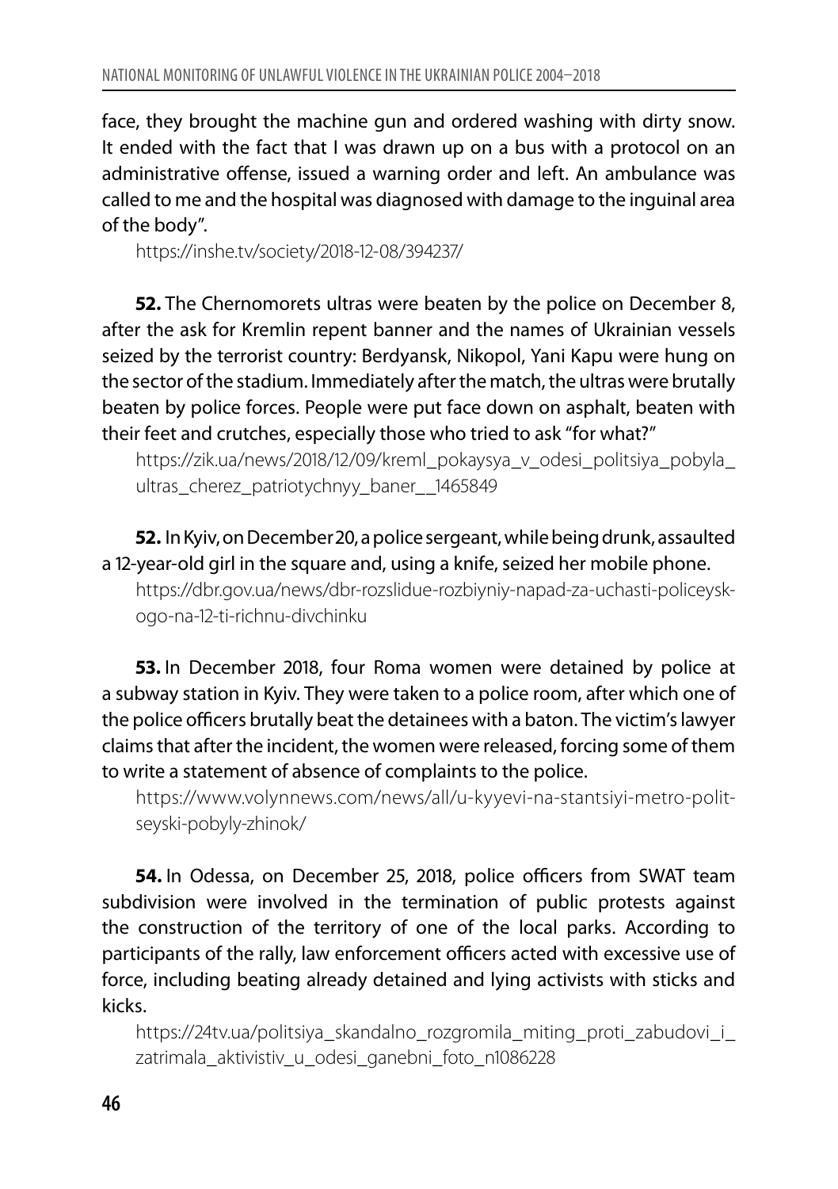face, they brought the machine gun and ordered washing with dirty snow. It ended with the fact that I was drawn up on a bus with a protocol on an administrative offense, issued a warning order and left. An ambulance was called to me and the hospital was diagnosed with damage to the inguinal area of the body".

https://inshe.tv/society/2018-12-08/394237/

**52.** The Chernomorets ultras were beaten by the police on December 8, after the ask for Kremlin repent banner and the names of Ukrainian vessels seized by the terrorist country: Berdyansk, Nikopol, Yani Kapu were hung on the sector of the stadium. Immediately after the match, the ultras were brutally beaten by police forces. People were put face down on asphalt, beaten with their feet and crutches, especially those who tried to ask "for what?"

https://zik.ua/news/2018/12/09/kreml_pokaysya_v_odesi_politsiya_pobyla_ultras_cherez_patriotychnyy_baner__1465849

**52.** In Kyiv, on December 20, a police sergeant, while being drunk, assaulted a 12-year-old girl in the square and, using a knife, seized her mobile phone.

https://dbr.gov.ua/news/dbr-rozslidue-rozbiyniy-napad-za-uchasti-policeyskogo-na-12-ti-richnu-divchinku

**53.** In December 2018, four Roma women were detained by police at a subway station in Kyiv. They were taken to a police room, after which one of the police officers brutally beat the detainees with a baton. The victim's lawyer claims that after the incident, the women were released, forcing some of them to write a statement of absence of complaints to the police.

https://www.volynnews.com/news/all/u-kyyevi-na-stantsiyi-metro-politseyski-pobyly-zhinok/

**54.** In Odessa, on December 25, 2018, police officers from SWAT team subdivision were involved in the termination of public protests against the construction of the territory of one of the local parks. According to participants of the rally, law enforcement officers acted with excessive use of force, including beating already detained and lying activists with sticks and kicks.

https://24tv.ua/politsiya_skandalno_rozgromila_miting_proti_zabudovi_i_zatrimala_aktivistiv_u_odesi_ganebni_foto_n1086228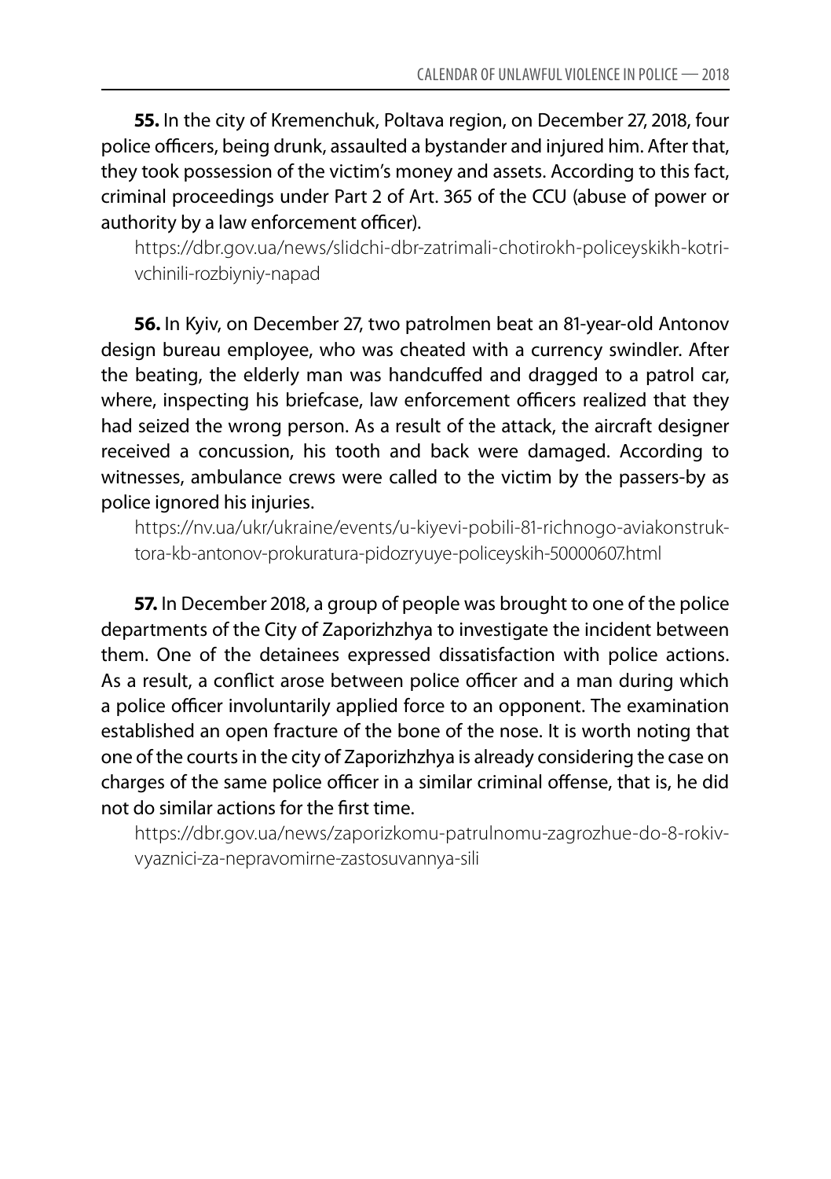**55.** In the city of Kremenchuk, Poltava region, on December 27, 2018, four police officers, being drunk, assaulted a bystander and injured him. After that, they took possession of the victim's money and assets. According to this fact, criminal proceedings under Part 2 of Art. 365 of the CCU (abuse of power or authority by a law enforcement officer).

https://dbr.gov.ua/news/slidchi-dbr-zatrimali-chotirokh-policeyskikh-kotrivchinili-rozbiyniy-napad

**56.** In Kyiv, on December 27, two patrolmen beat an 81-year-old Antonov design bureau employee, who was cheated with a currency swindler. After the beating, the elderly man was handcuffed and dragged to a patrol car, where, inspecting his briefcase, law enforcement officers realized that they had seized the wrong person. As a result of the attack, the aircraft designer received a concussion, his tooth and back were damaged. According to witnesses, ambulance crews were called to the victim by the passers-by as police ignored his injuries.

https://nv.ua/ukr/ukraine/events/u-kiyevi-pobili-81-richnogo-aviakonstruktora-kb-antonov-prokuratura-pidozryuye-policeyskih-50000607.html

**57.** In December 2018, a group of people was brought to one of the police departments of the City of Zaporizhzhya to investigate the incident between them. One of the detainees expressed dissatisfaction with police actions. As a result, a conflict arose between police officer and a man during which a police officer involuntarily applied force to an opponent. The examination established an open fracture of the bone of the nose. It is worth noting that one of the courts in the city of Zaporizhzhya is already considering the case on charges of the same police officer in a similar criminal offense, that is, he did not do similar actions for the first time.

https://dbr.gov.ua/news/zaporizkomu-patrulnomu-zagrozhue-do-8-rokiv-vyaznici-za-nepravomirne-zastosuvannya-sili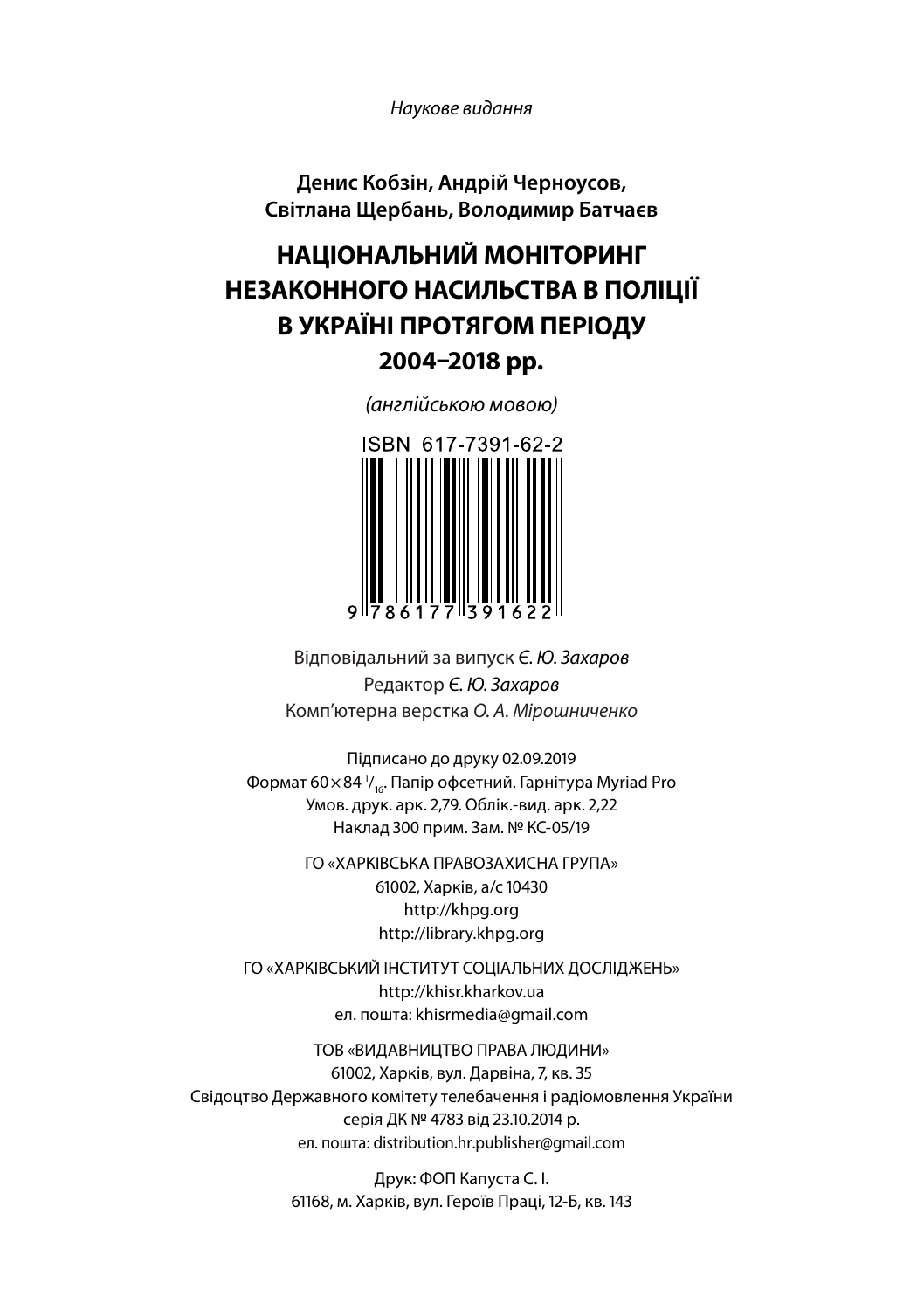*Наукове видання*

**Денис Кобзін, Андрій Черноусов,**
**Світлана Щербань, Володимир Батчаєв**

# НАЦІОНАЛЬНИЙ МОНІТОРИНГ НЕЗАКОННОГО НАСИЛЬСТВА В ПОЛІЦІЇ В УКРАЇНІ ПРОТЯГОМ ПЕРІОДУ 2004–2018 рр.

*(англійською мовою)*

ISBN 617-7391-62-2

9 786177 391622

Відповідальний за випуск *Є. Ю. Захаров*
Редактор *Є. Ю. Захаров*
Комп'ютерна верстка *О. А. Мірошниченко*

Підписано до друку 02.09.2019
Формат 60×84 1/16. Папір офсетний. Гарнітура Myriad Pro
Умов. друк. арк. 2,79. Облік.-вид. арк. 2,22
Наклад 300 прим. Зам. № КС-05/19

ГО «ХАРКІВСЬКА ПРАВОЗАХИСНА ГРУПА»
61002, Харків, а/с 10430
http://khpg.org
http://library.khpg.org

ГО «ХАРКІВСЬКИЙ ІНСТИТУТ СОЦІАЛЬНИХ ДОСЛІДЖЕНЬ»
http://khisr.kharkov.ua
ел. пошта: khisrmedia@gmail.com

ТОВ «ВИДАВНИЦТВО ПРАВА ЛЮДИНИ»
61002, Харків, вул. Дарвіна, 7, кв. 35
Свідоцтво Державного комітету телебачення і радіомовлення України
серія ДК № 4783 від 23.10.2014 р.
ел. пошта: distribution.hr.publisher@gmail.com

Друк: ФОП Капуста С. І.
61168, м. Харків, вул. Героїв Праці, 12-Б, кв. 143